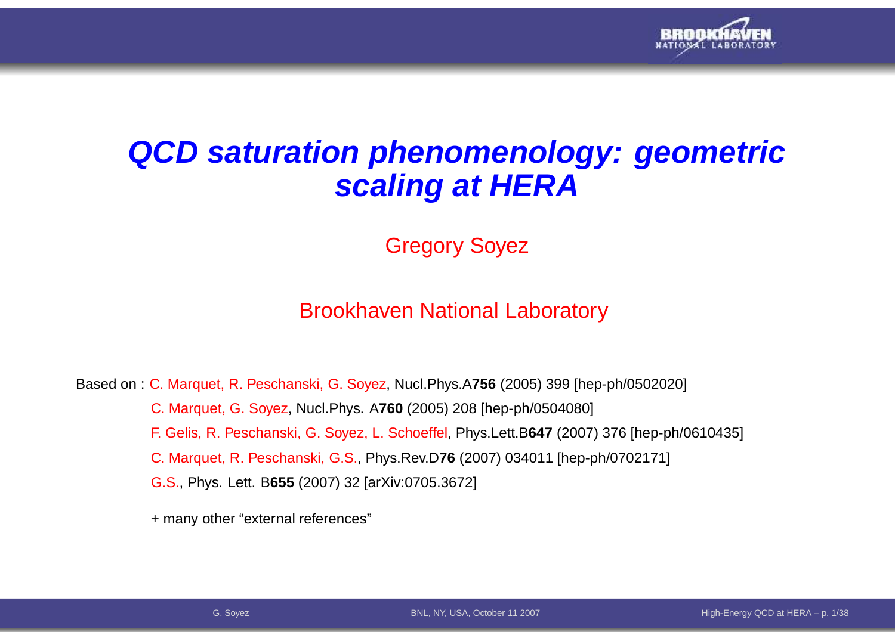# *QCD saturation phenomenology: geometric scaling at HERA*

Gregory Soyez

Brookhaven National Laboratory

Based on : C. Marquet, R. Peschanski, G. Soyez, Nucl.Phys.A**756** (2005) 399 [hep-ph/0502020]

C. Marquet, G. Soyez, Nucl.Phys. A**760** (2005) 208 [hep-ph/0504080]

F. Gelis, R. Peschanski, G. Soyez, L. Schoeffel, Phys.Lett.B**647** (2007) 376 [hep-ph/0610435]

C. Marquet, R. Peschanski, G.S., Phys.Rev.D**76** (2007) 034011 [hep-ph/0702171]

G.S., Phys. Lett. B**655** (2007) 32 [arXiv:0705.3672]

+ many other "external references"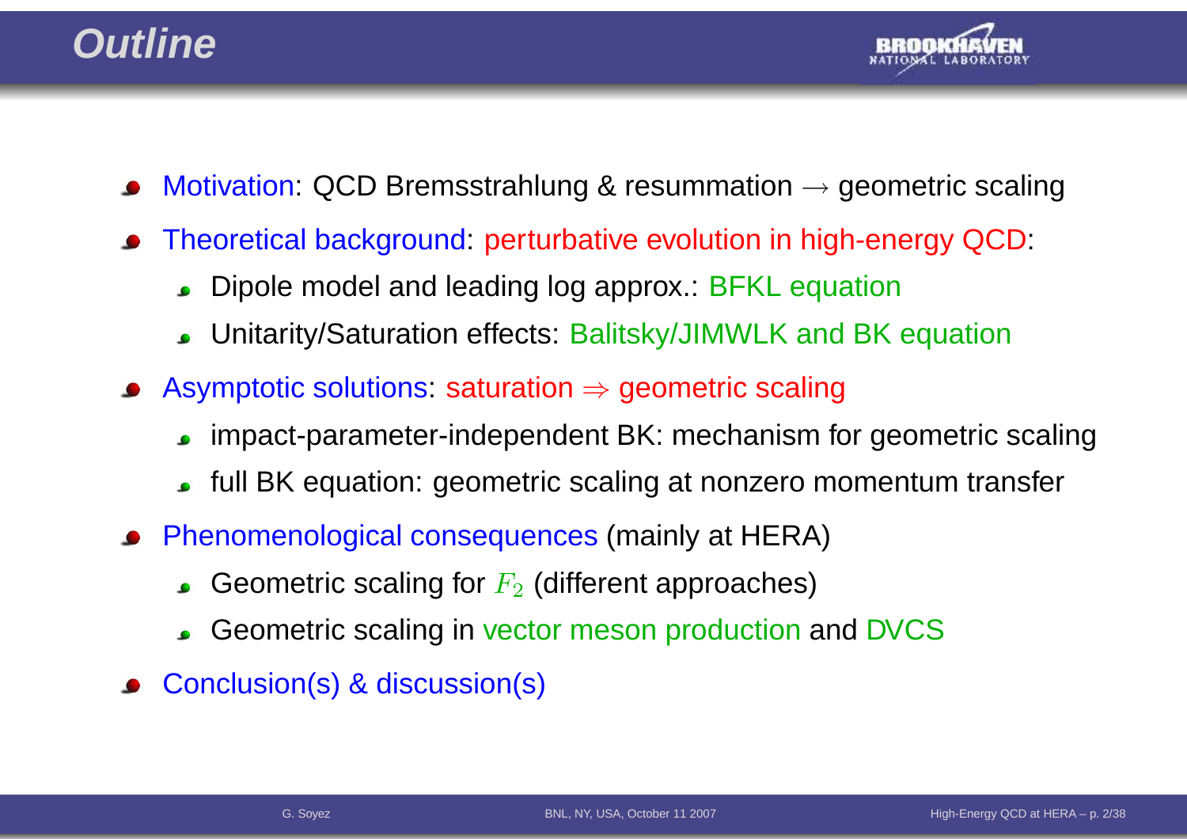# Outline

- Motivation: QCD Bremsstrahlung & resummation $\rightarrow$ geometric scaling
- Theoretical background: perturbative evolution in high-energy QCD:
  - Dipole model and leading log approx.: BFKL equation
  - Unitarity/Saturation effects: Balitsky/JIMWLK and BK equation
- Asymptotic solutions: saturation $\Rightarrow$ geometric scaling
  - impact-parameter-independent BK: mechanism for geometric scaling
  - full BK equation: geometric scaling at nonzero momentum transfer
- Phenomenological consequences (mainly at HERA)
  - Geometric scaling for $F_2$ (different approaches)
  - Geometric scaling in vector meson production and DVCS
- Conclusion(s) & discussion(s)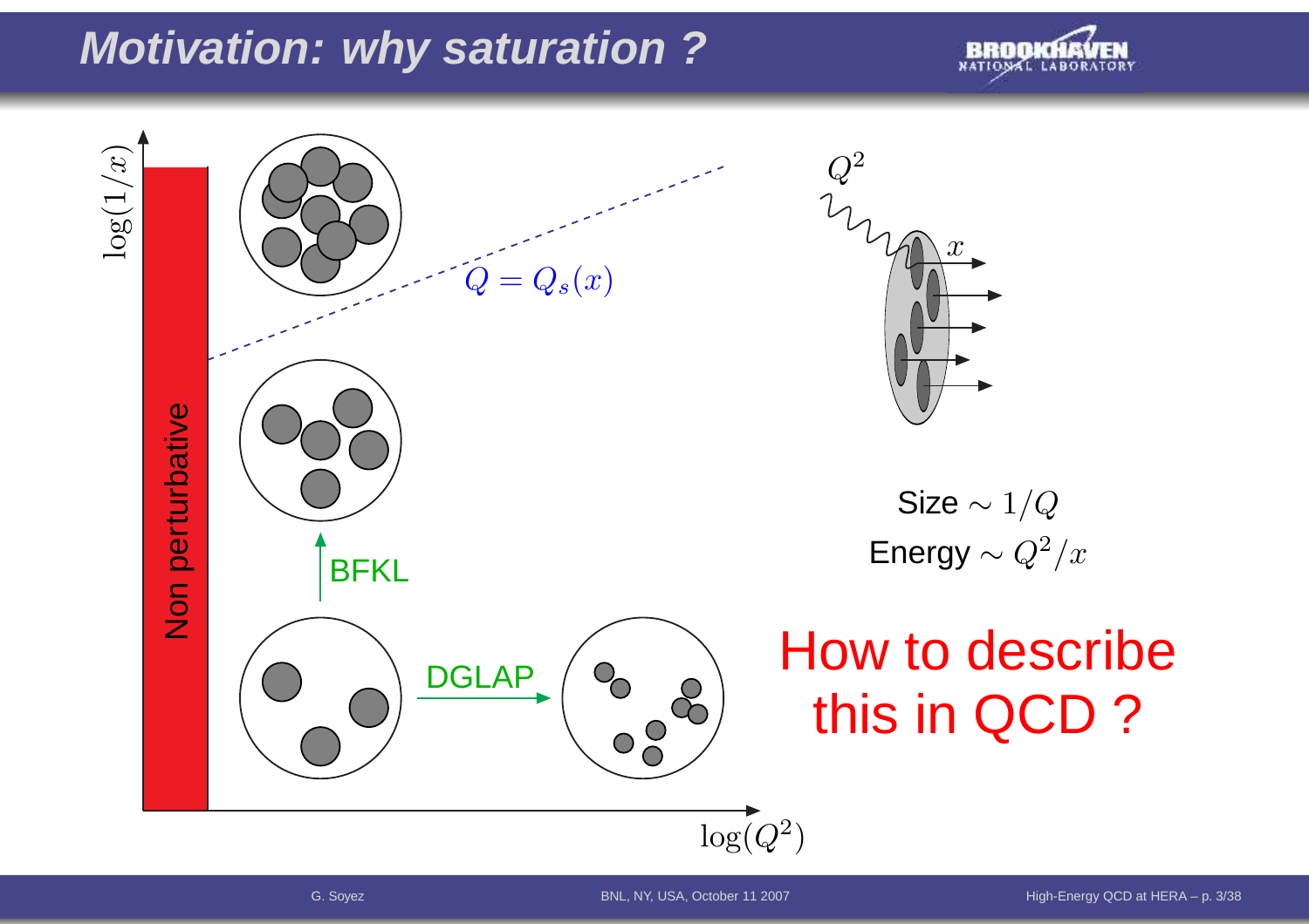# Motivation: why saturation ?

$\log(1/x)$

Non perturbative

$Q = Q_s(x)$

BFKL

DGLAP

$\log(Q^2)$

$Q^2$

$x$

Size $\sim 1/Q$
Energy $\sim Q^2/x$

How to describe this in QCD ?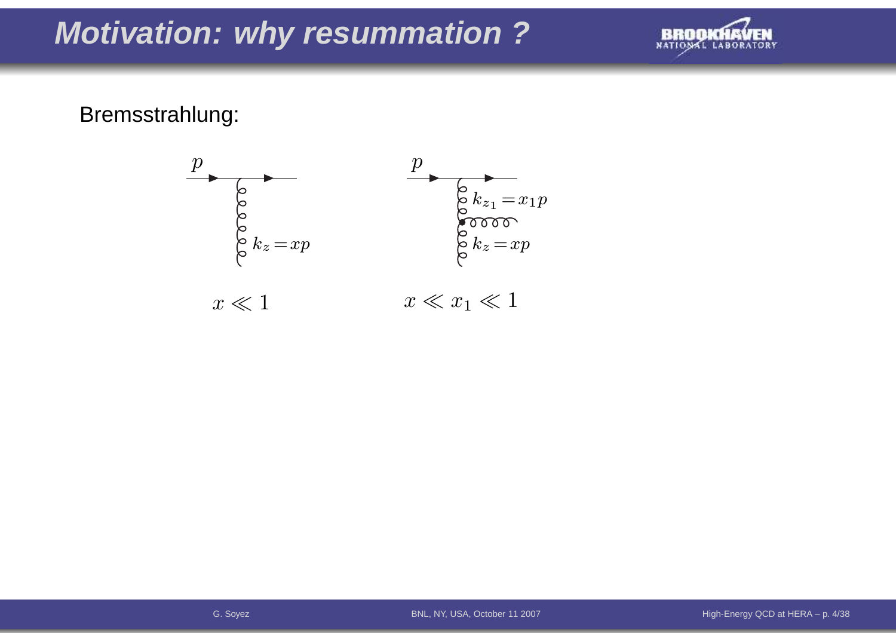# Motivation: why resummation ?

Bremsstrahlung:

$p$

$k_z = xp$

$x \ll 1$

$p$

$k_{z_1} = x_1 p$

$k_z = xp$

$x \ll x_1 \ll 1$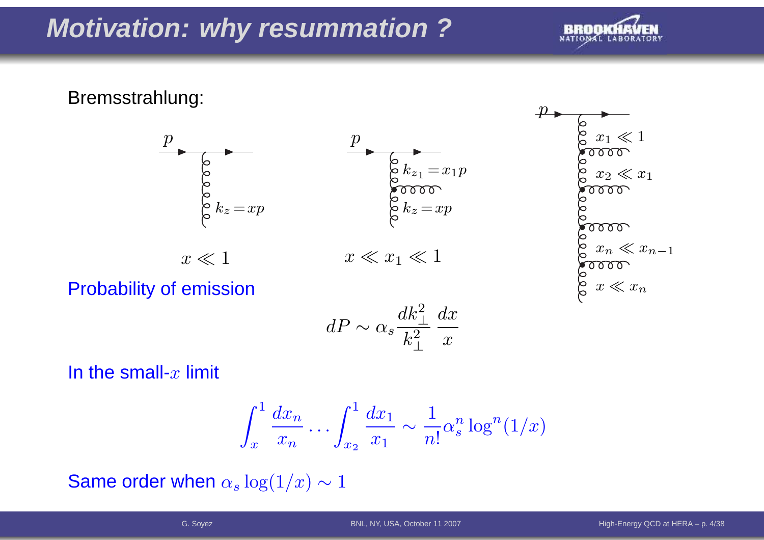# Motivation: why resummation ?

Bremsstrahlung:

$x \ll 1$

$x \ll x_1 \ll 1$

Probability of emission

$$dP \sim \alpha_s \frac{dk_\perp^2}{k_\perp^2} \frac{dx}{x}$$

In the small-$x$ limit

$$\int_x^1 \frac{dx_n}{x_n} \dots \int_{x_2}^1 \frac{dx_1}{x_1} \sim \frac{1}{n!} \alpha_s^n \log^n(1/x)$$

Same order when $\alpha_s \log(1/x) \sim 1$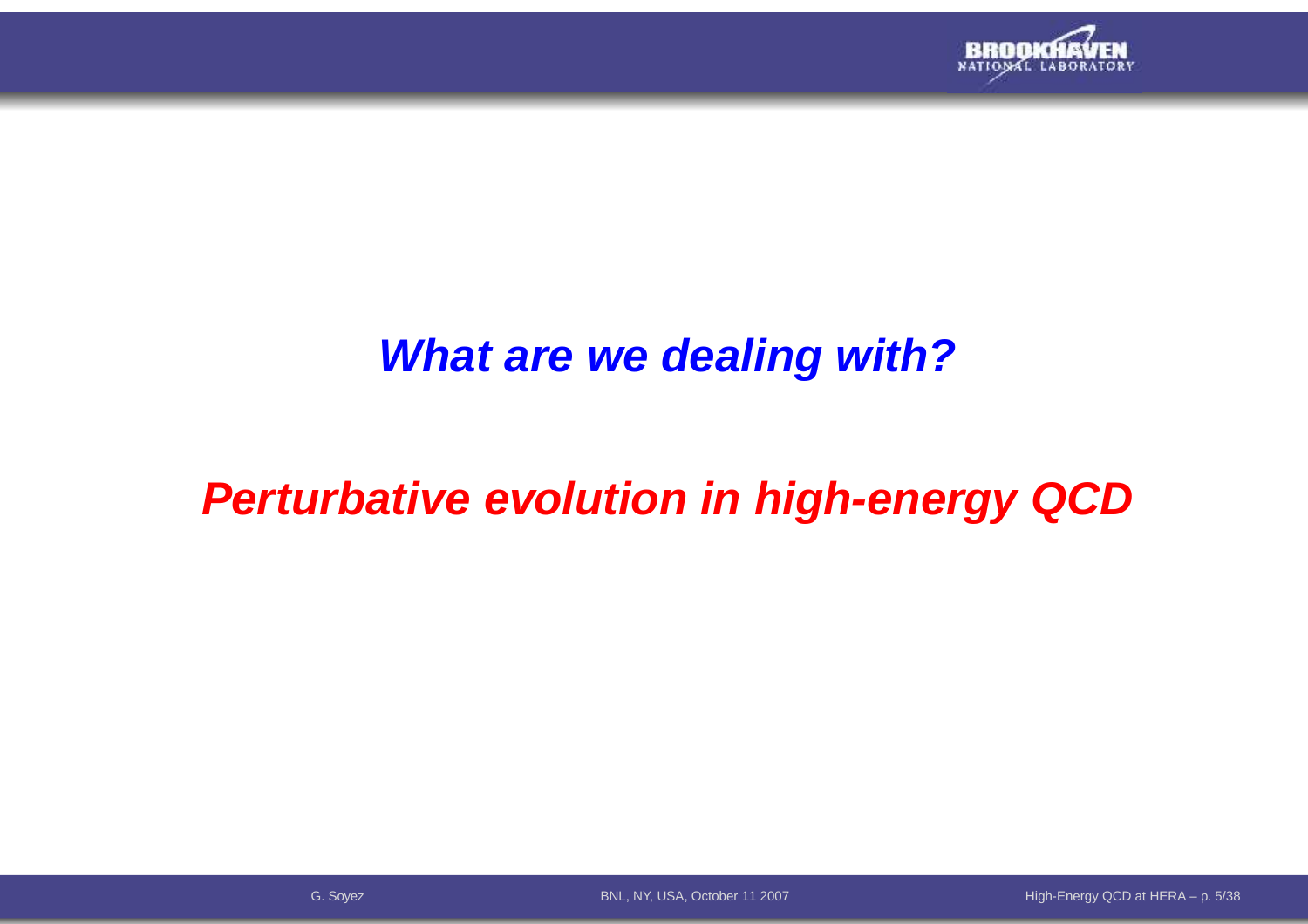## *What are we dealing with?*

## *Perturbative evolution in high-energy QCD*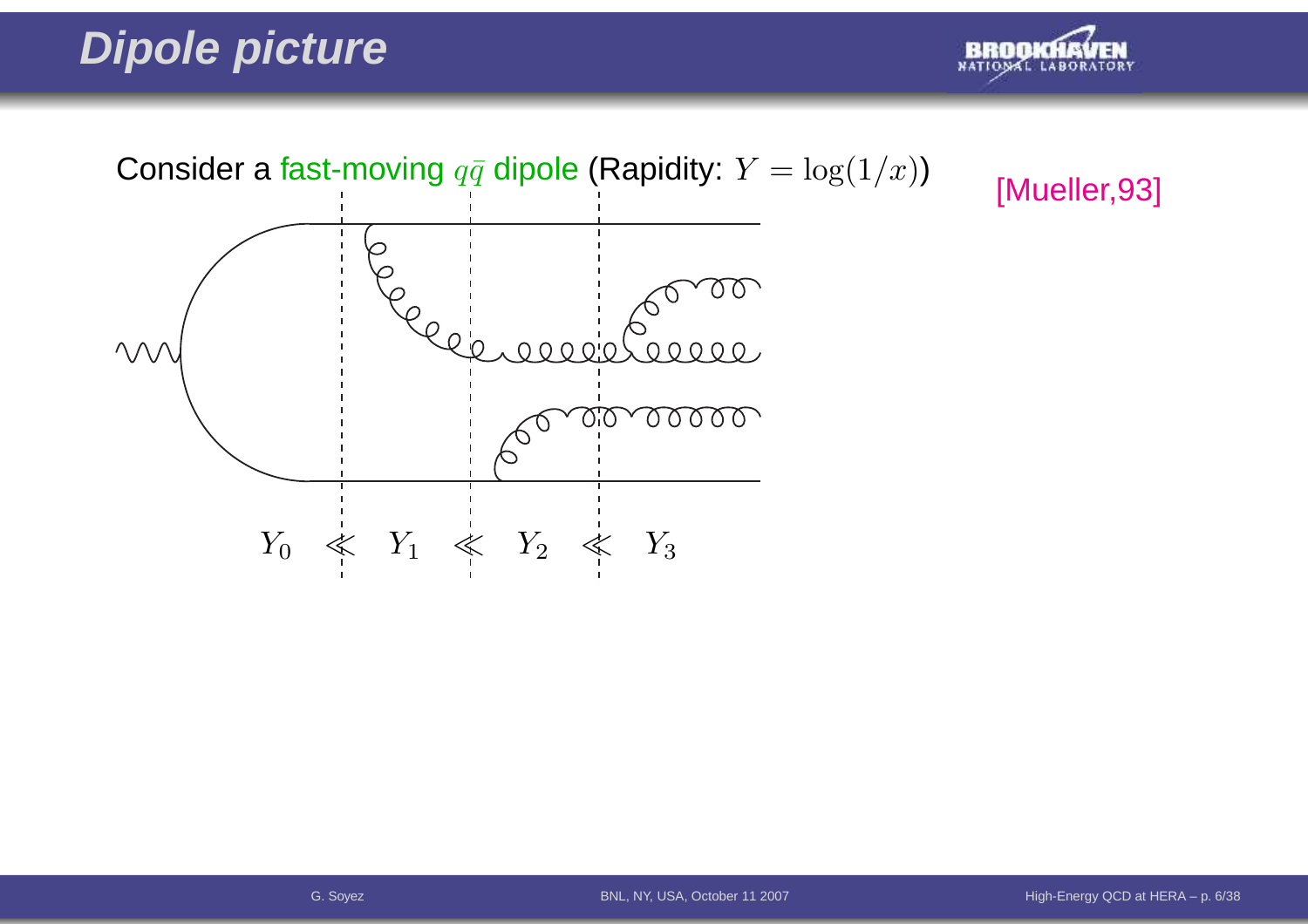# Dipole picture

Consider a fast-moving $q\bar{q}$ dipole (Rapidity: $Y = \log(1/x)$)

[Mueller,93]

$Y_0 \lll Y_1 \lll Y_2 \lll Y_3$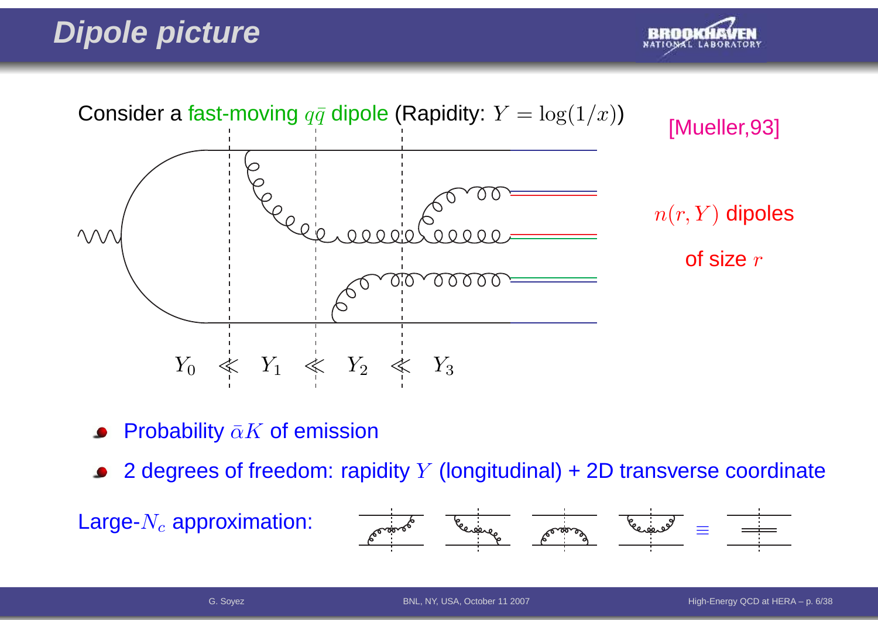# Dipole picture

Consider a fast-moving $q\bar{q}$ dipole (Rapidity: $Y = \log(1/x)$)

[Mueller,93]

$n(r, Y)$ dipoles

of size $r$

$Y_0 \lll Y_1 \lll Y_2 \lll Y_3$

- Probability $\bar{\alpha}K$ of emission
- 2 degrees of freedom: rapidity $Y$ (longitudinal) + 2D transverse coordinate

Large-$N_c$ approximation: $\equiv$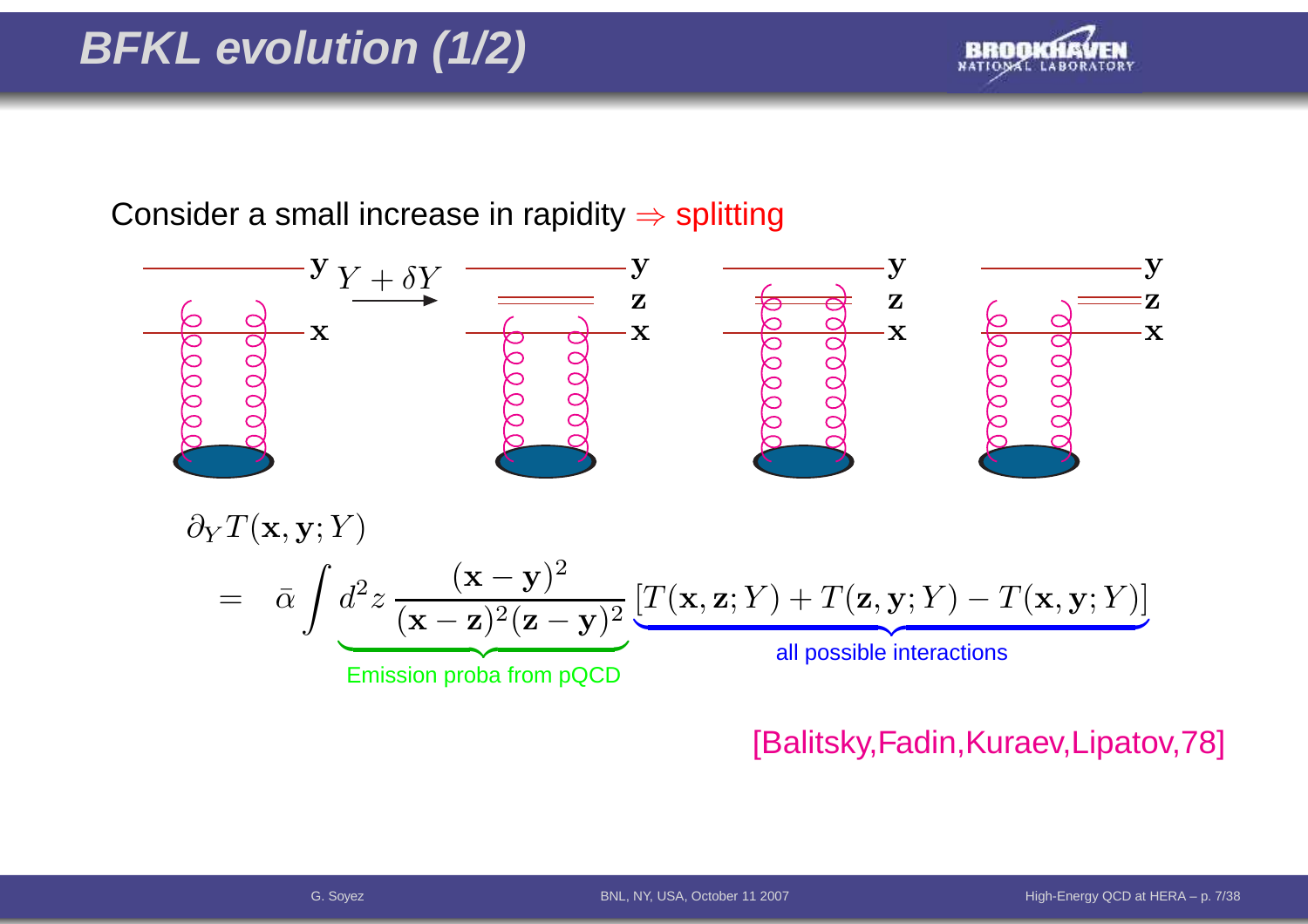# BFKL evolution (1/2)

Consider a small increase in rapidity $\Rightarrow$ splitting

$$\partial_Y T(\mathbf{x},\mathbf{y};Y) = \bar{\alpha}\int d^2z\, \underbrace{\frac{(\mathbf{x}-\mathbf{y})^2}{(\mathbf{x}-\mathbf{z})^2(\mathbf{z}-\mathbf{y})^2}}_{\text{Emission proba from pQCD}} \underbrace{\left[T(\mathbf{x},\mathbf{z};Y)+T(\mathbf{z},\mathbf{y};Y)-T(\mathbf{x},\mathbf{y};Y)\right]}_{\text{all possible interactions}}$$

[Balitsky,Fadin,Kuraev,Lipatov,78]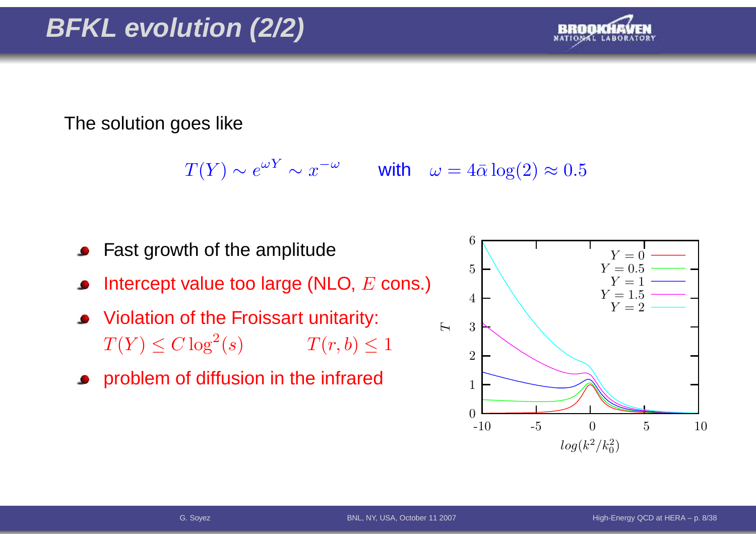# BFKL evolution (2/2)

The solution goes like

$$T(Y) \sim e^{\omega Y} \sim x^{-\omega} \qquad \text{with} \quad \omega = 4\bar{\alpha}\log(2) \approx 0.5$$

- Fast growth of the amplitude
- Intercept value too large (NLO, $E$ cons.)
- Violation of the Froissart unitarity:
  $T(Y) \leq C \log^2(s) \qquad T(r, b) \leq 1$
- problem of diffusion in the infrared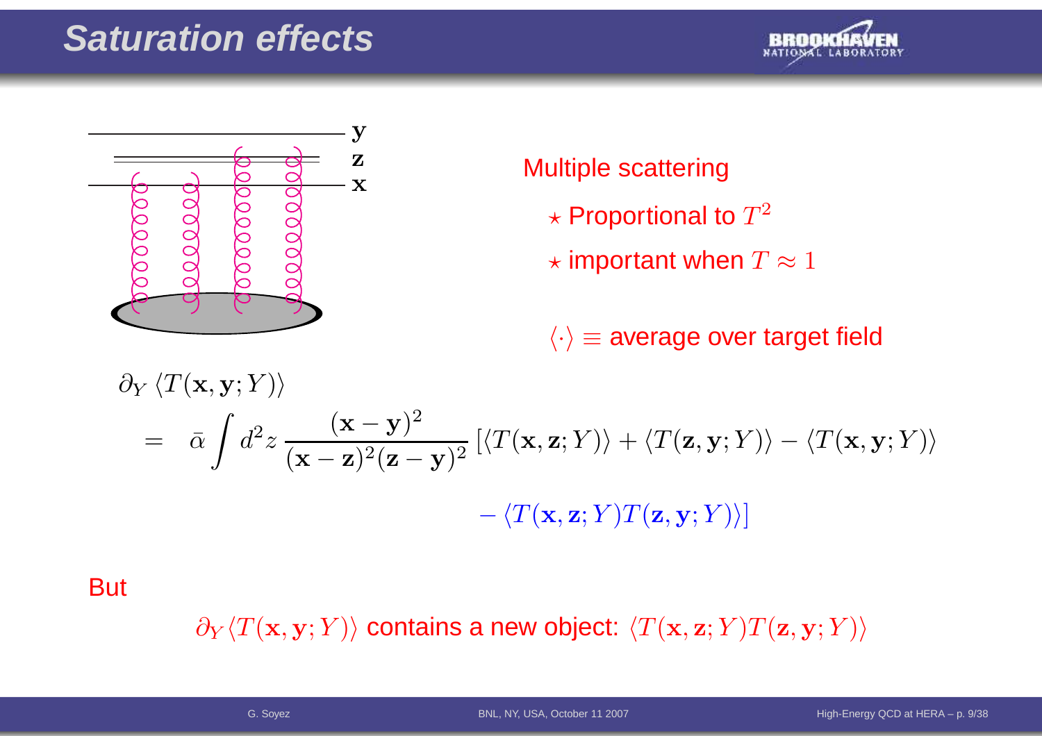# Saturation effects

Multiple scattering

- ⋆ Proportional to $T^2$
- ⋆ important when $T \approx 1$

$\langle \cdot \rangle \equiv$ average over target field

$$
\begin{aligned}
&\partial_Y \langle T(\mathbf{x}, \mathbf{y}; Y) \rangle \\
&= \bar{\alpha} \int d^2 z \, \frac{(\mathbf{x}-\mathbf{y})^2}{(\mathbf{x}-\mathbf{z})^2 (\mathbf{z}-\mathbf{y})^2} \left[ \langle T(\mathbf{x}, \mathbf{z}; Y) \rangle + \langle T(\mathbf{z}, \mathbf{y}; Y) \rangle - \langle T(\mathbf{x}, \mathbf{y}; Y) \rangle \right. \\
&\qquad \left. - \langle T(\mathbf{x}, \mathbf{z}; Y) T(\mathbf{z}, \mathbf{y}; Y) \rangle \right]
\end{aligned}
$$

But

$\partial_Y \langle T(\mathbf{x}, \mathbf{y}; Y) \rangle$ contains a new object: $\langle T(\mathbf{x}, \mathbf{z}; Y) T(\mathbf{z}, \mathbf{y}; Y) \rangle$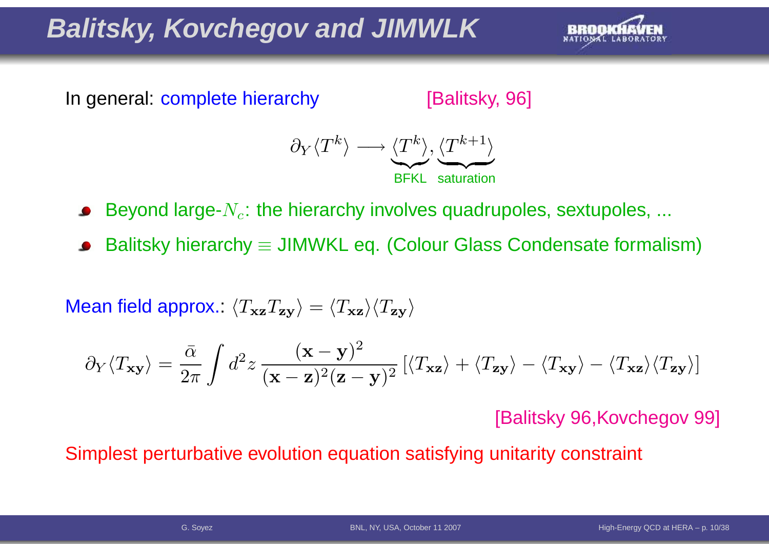# Balitsky, Kovchegov and JIMWLK

In general: complete hierarchy [Balitsky, 96]

$$\partial_Y \langle T^k \rangle \longrightarrow \underbrace{\langle T^k \rangle}_{\text{BFKL}}, \underbrace{\langle T^{k+1} \rangle}_{\text{saturation}}$$

- Beyond large-$N_c$: the hierarchy involves quadrupoles, sextupoles, ...
- Balitsky hierarchy $\equiv$ JIMWKL eq. (Colour Glass Condensate formalism)

Mean field approx.: $\langle T_{\mathbf{xz}} T_{\mathbf{zy}} \rangle = \langle T_{\mathbf{xz}} \rangle \langle T_{\mathbf{zy}} \rangle$

$$\partial_Y \langle T_{\mathbf{xy}} \rangle = \frac{\bar{\alpha}}{2\pi} \int d^2 z \, \frac{(\mathbf{x}-\mathbf{y})^2}{(\mathbf{x}-\mathbf{z})^2 (\mathbf{z}-\mathbf{y})^2} \left[ \langle T_{\mathbf{xz}} \rangle + \langle T_{\mathbf{zy}} \rangle - \langle T_{\mathbf{xy}} \rangle - \langle T_{\mathbf{xz}} \rangle \langle T_{\mathbf{zy}} \rangle \right]$$

[Balitsky 96,Kovchegov 99]

Simplest perturbative evolution equation satisfying unitarity constraint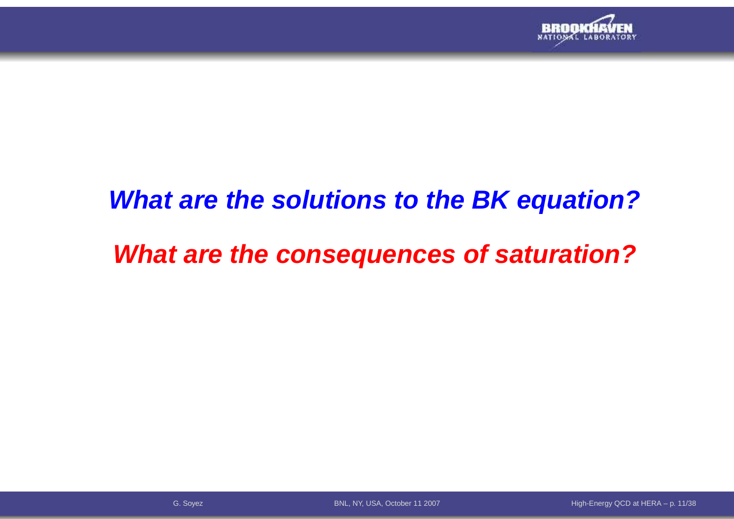## ***What are the solutions to the BK equation?***

## ***What are the consequences of saturation?***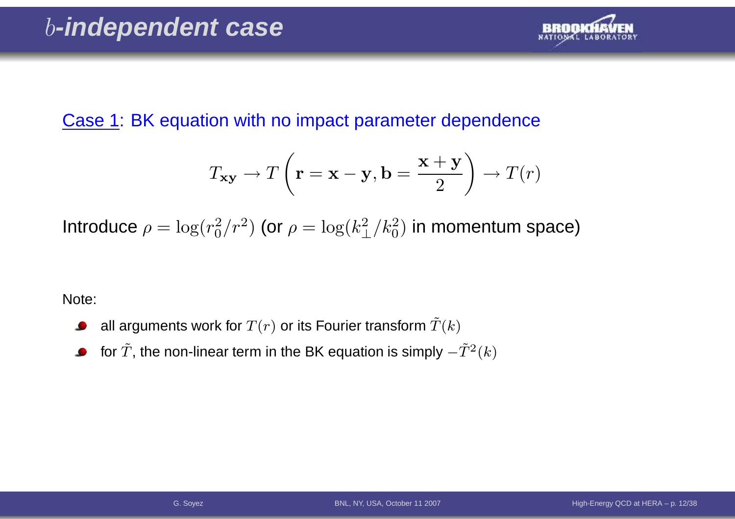# $b$-independent case

Case 1: BK equation with no impact parameter dependence

$$T_{\mathbf{xy}} \to T\left(\mathbf{r} = \mathbf{x} - \mathbf{y}, \mathbf{b} = \frac{\mathbf{x}+\mathbf{y}}{2}\right) \to T(r)$$

Introduce $\rho = \log(r_0^2/r^2)$ (or $\rho = \log(k_\perp^2/k_0^2)$ in momentum space)

Note:

- all arguments work for $T(r)$ or its Fourier transform $\tilde{T}(k)$
- for $\tilde{T}$, the non-linear term in the BK equation is simply $-\tilde{T}^2(k)$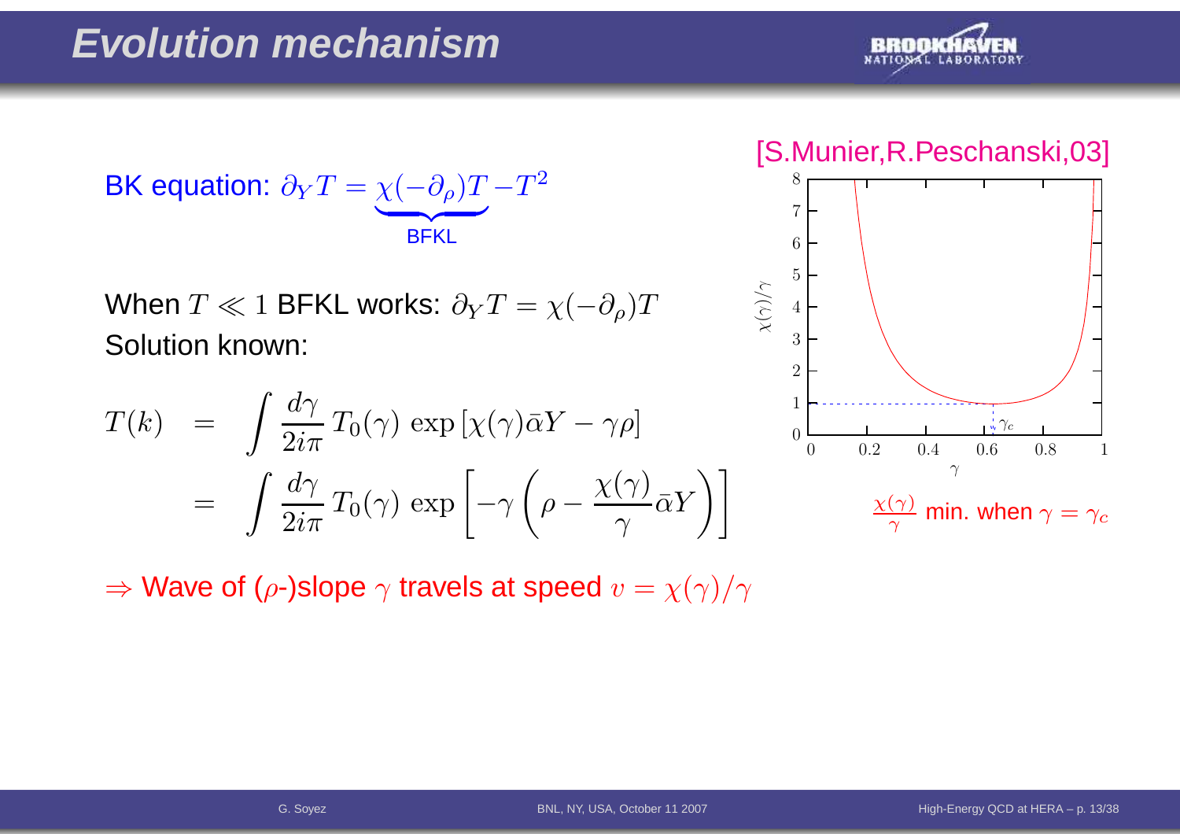# Evolution mechanism

BK equation: $\partial_Y T = \underbrace{\chi(-\partial_\rho) T}_{\text{BFKL}} - T^2$

When $T \ll 1$ BFKL works: $\partial_Y T = \chi(-\partial_\rho) T$
Solution known:

$$
\begin{aligned}
T(k) &= \int \frac{d\gamma}{2i\pi}\, T_0(\gamma)\, \exp\left[\chi(\gamma)\bar{\alpha}Y - \gamma\rho\right] \\
&= \int \frac{d\gamma}{2i\pi}\, T_0(\gamma)\, \exp\left[-\gamma\left(\rho - \frac{\chi(\gamma)}{\gamma}\bar{\alpha}Y\right)\right]
\end{aligned}
$$

$\Rightarrow$ Wave of ($\rho$-)slope $\gamma$ travels at speed $v = \chi(\gamma)/\gamma$

[S.Munier,R.Peschanski,03]

$\frac{\chi(\gamma)}{\gamma}$ min. when $\gamma = \gamma_c$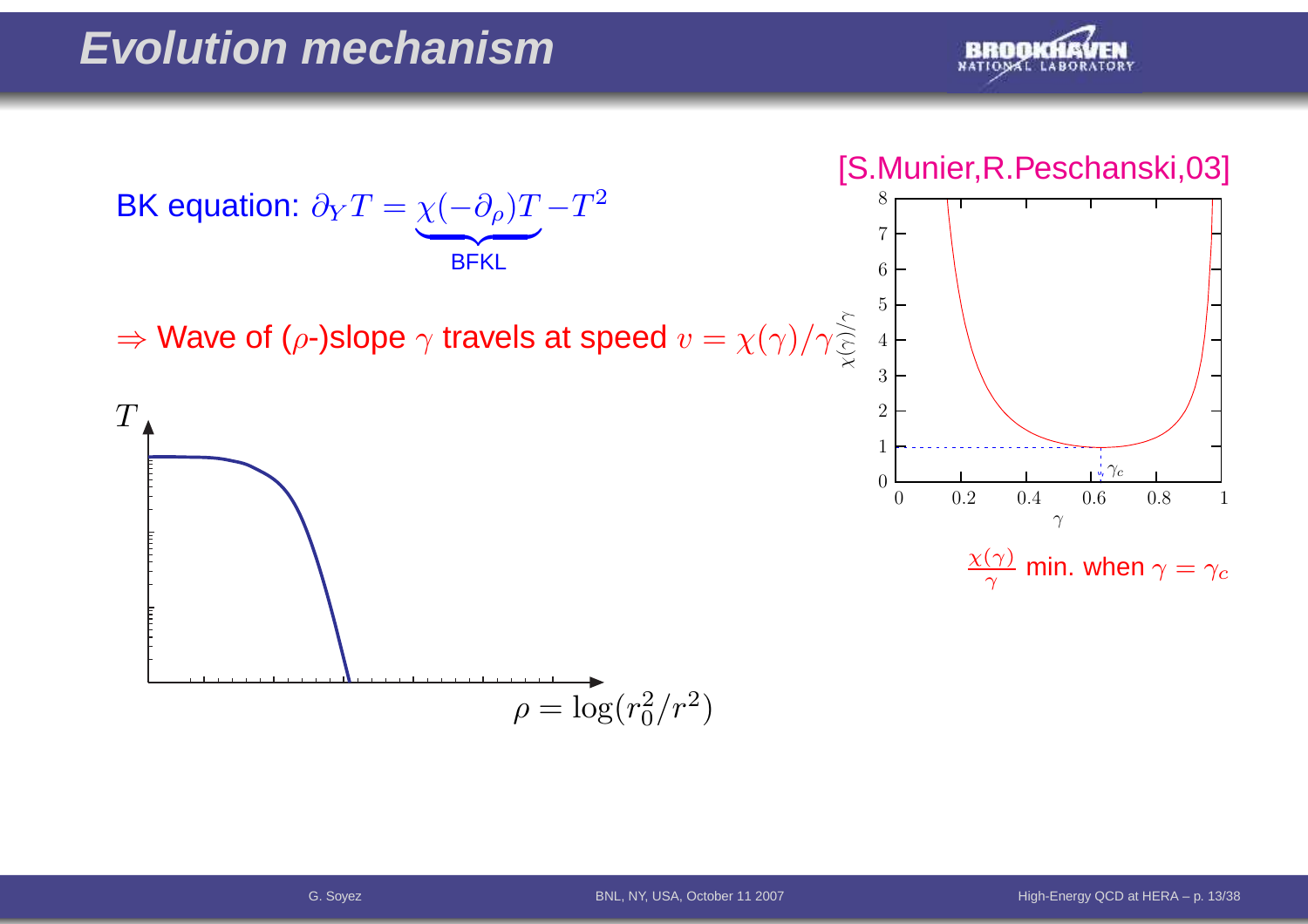# Evolution mechanism

[S.Munier,R.Peschanski,03]

BK equation: $\partial_Y T = \underbrace{\chi(-\partial_\rho)T}_{\text{BFKL}} - T^2$

$\Rightarrow$ Wave of ($\rho$-)slope $\gamma$ travels at speed $v = \chi(\gamma)/\gamma$

$\frac{\chi(\gamma)}{\gamma}$ min. when $\gamma = \gamma_c$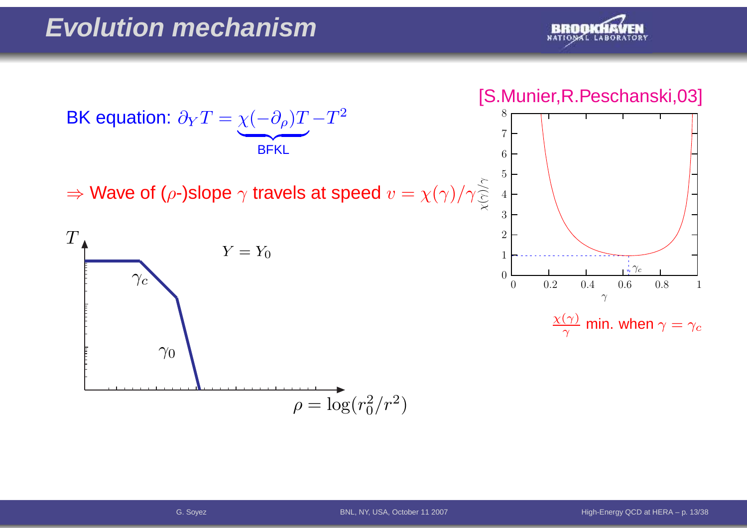# Evolution mechanism

[S.Munier,R.Peschanski,03]

BK equation: $\partial_Y T = \underbrace{\chi(-\partial_\rho)T}_{\text{BFKL}} - T^2$

$\Rightarrow$ Wave of ($\rho$-)slope $\gamma$ travels at speed $v = \chi(\gamma)/\gamma$

$\frac{\chi(\gamma)}{\gamma}$ min. when $\gamma = \gamma_c$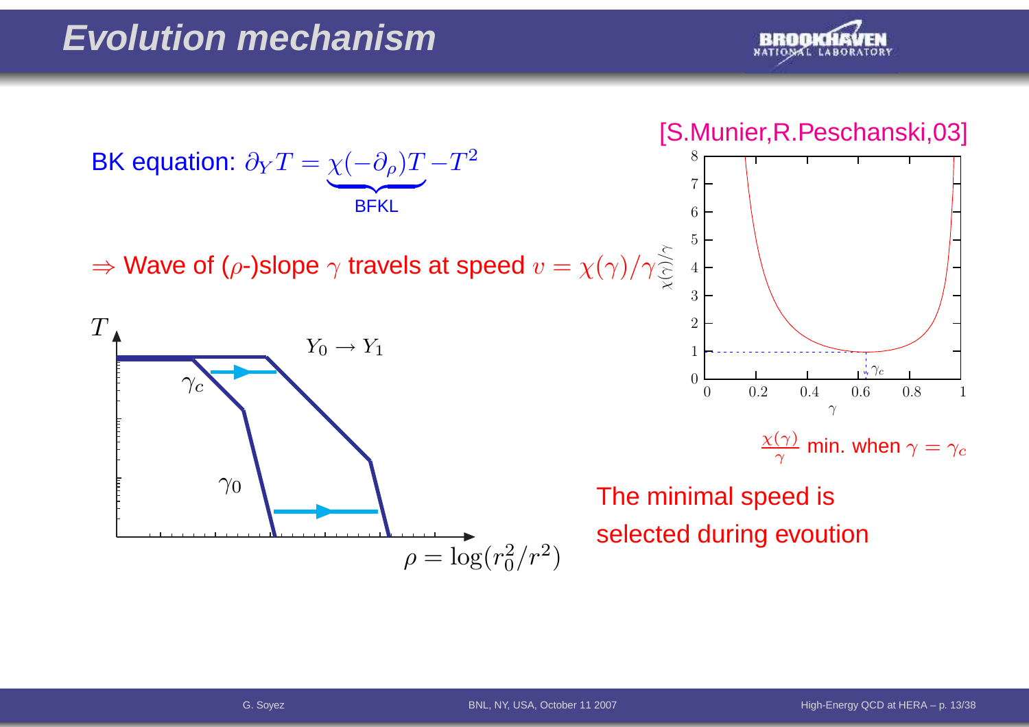# Evolution mechanism

[S.Munier,R.Peschanski,03]

BK equation: $\partial_Y T = \underbrace{\chi(-\partial_\rho)T}_{\text{BFKL}} - T^2$

$\Rightarrow$ Wave of ($\rho$-)slope $\gamma$ travels at speed $v = \chi(\gamma)/\gamma$

$\frac{\chi(\gamma)}{\gamma}$ min. when $\gamma = \gamma_c$

The minimal speed is selected during evoution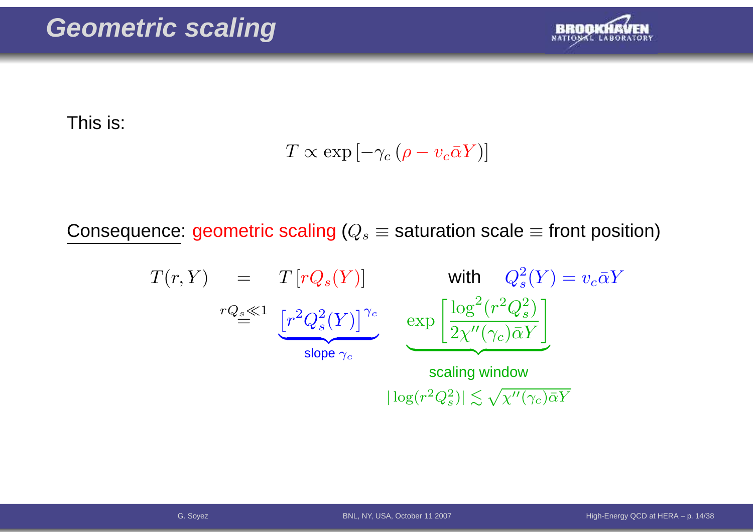# Geometric scaling

This is:

$$T \propto \exp\left[-\gamma_c\left(\rho - v_c\bar{\alpha}Y\right)\right]$$

Consequence: geometric scaling ($Q_s \equiv$ saturation scale $\equiv$ front position)

$$T(r,Y) \quad = \quad T\left[rQ_s(Y)\right] \qquad \text{with} \quad Q_s^2(Y) = v_c\bar{\alpha}Y$$

$$\stackrel{rQ_s \ll 1}{=} \quad \underbrace{\left[r^2Q_s^2(Y)\right]^{\gamma_c}}_{\text{slope } \gamma_c} \quad \underbrace{\exp\left[\frac{\log^2(r^2Q_s^2)}{2\chi''(\gamma_c)\bar{\alpha}Y}\right]}_{\text{scaling window}}$$

scaling window

$$|\log(r^2Q_s^2)| \lesssim \sqrt{\chi''(\gamma_c)\bar{\alpha}Y}$$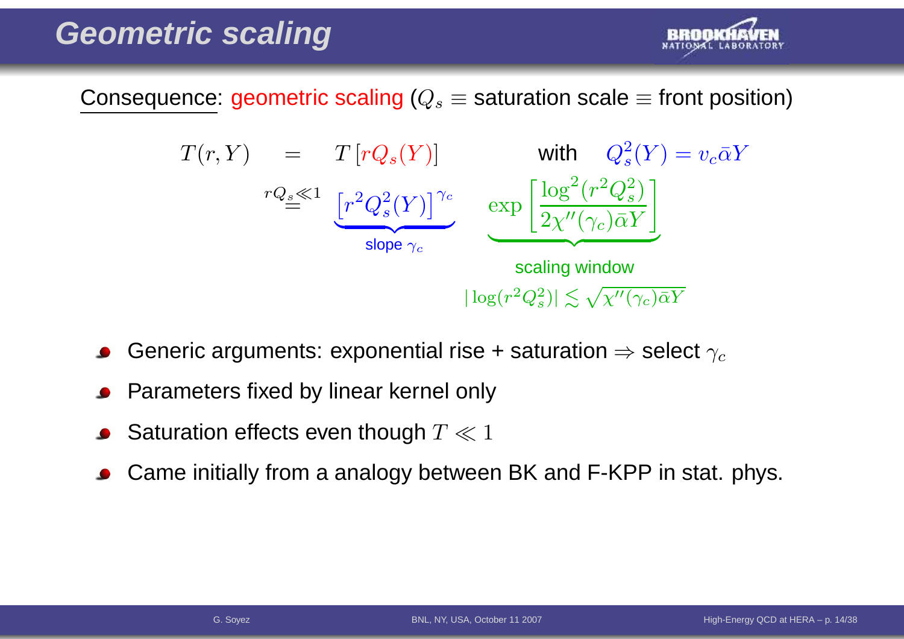# Geometric scaling

Consequence: geometric scaling ($Q_s \equiv$ saturation scale $\equiv$ front position)

$$T(r,Y) = T\left[rQ_s(Y)\right] \qquad \text{with} \quad Q_s^2(Y) = v_c\bar\alpha Y$$

$$\overset{rQ_s \ll 1}{=} \underbrace{\left[r^2Q_s^2(Y)\right]^{\gamma_c}}_{\text{slope } \gamma_c} \quad \underbrace{\exp\left[\frac{\log^2(r^2Q_s^2)}{2\chi''(\gamma_c)\bar\alpha Y}\right]}_{\substack{\text{scaling window} \\ |\log(r^2Q_s^2)| \lesssim \sqrt{\chi''(\gamma_c)\bar\alpha Y}}}$$

- Generic arguments: exponential rise + saturation $\Rightarrow$ select $\gamma_c$
- Parameters fixed by linear kernel only
- Saturation effects even though $T \ll 1$
- Came initially from a analogy between BK and F-KPP in stat. phys.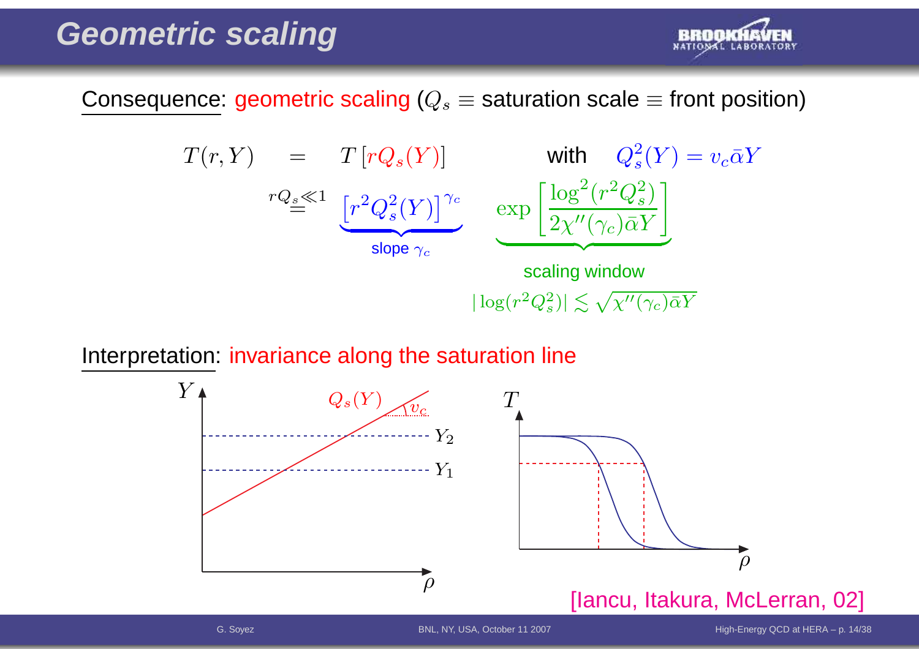# Geometric scaling

Consequence: geometric scaling ($Q_s \equiv$ saturation scale $\equiv$ front position)

$$T(r,Y) = T\left[rQ_s(Y)\right] \qquad \text{with} \quad Q_s^2(Y) = v_c\bar{\alpha}Y$$

$$\overset{rQ_s \ll 1}{=} \underbrace{\left[r^2 Q_s^2(Y)\right]^{\gamma_c}}_{\text{slope } \gamma_c} \quad \underbrace{\exp\left[\frac{\log^2(r^2Q_s^2)}{2\chi''(\gamma_c)\bar{\alpha}Y}\right]}_{\text{scaling window}}$$

scaling window: $|\log(r^2Q_s^2)| \lesssim \sqrt{\chi''(\gamma_c)\bar{\alpha}Y}$

Interpretation: invariance along the saturation line

[Iancu, Itakura, McLerran, 02]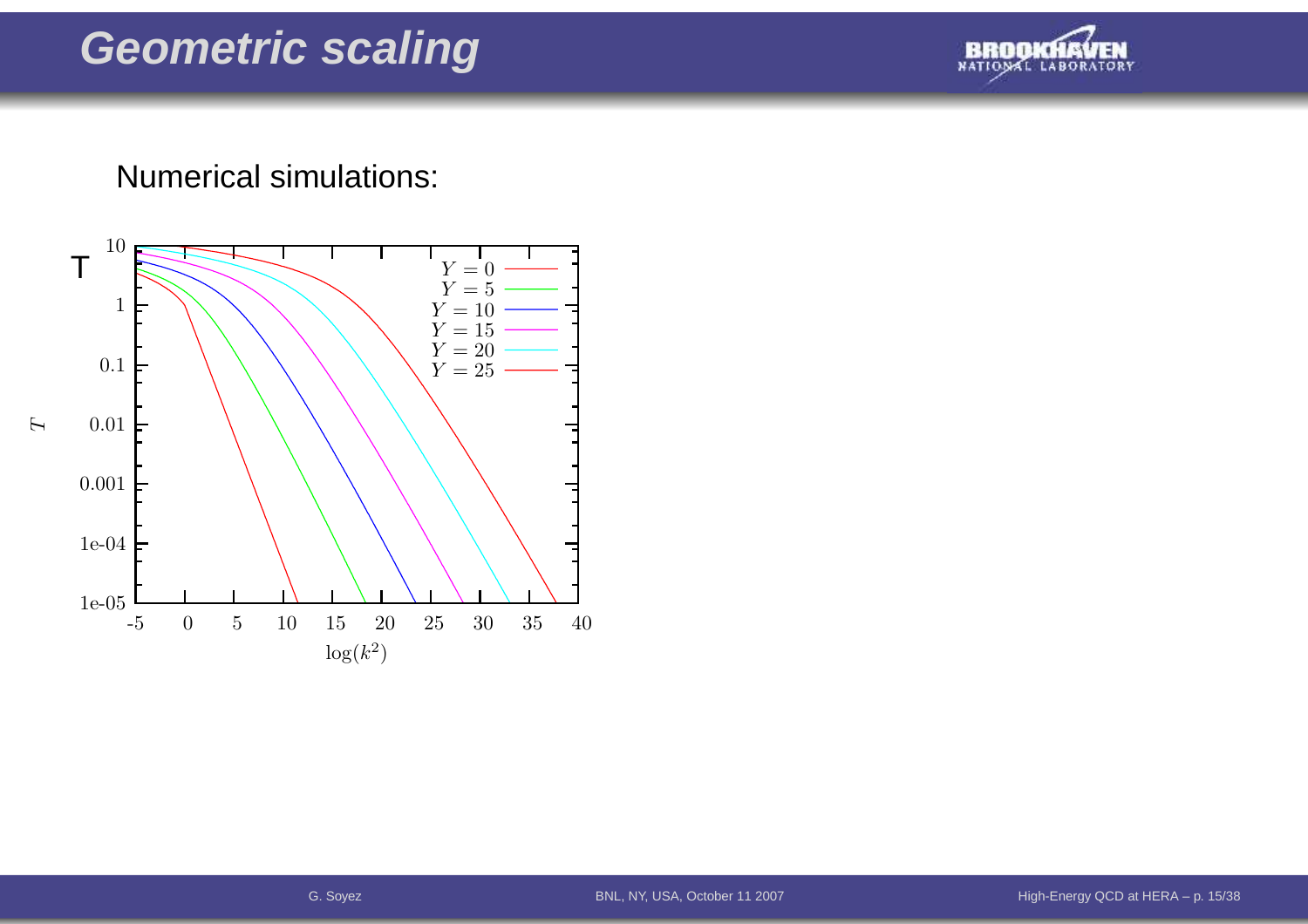# Geometric scaling

Numerical simulations: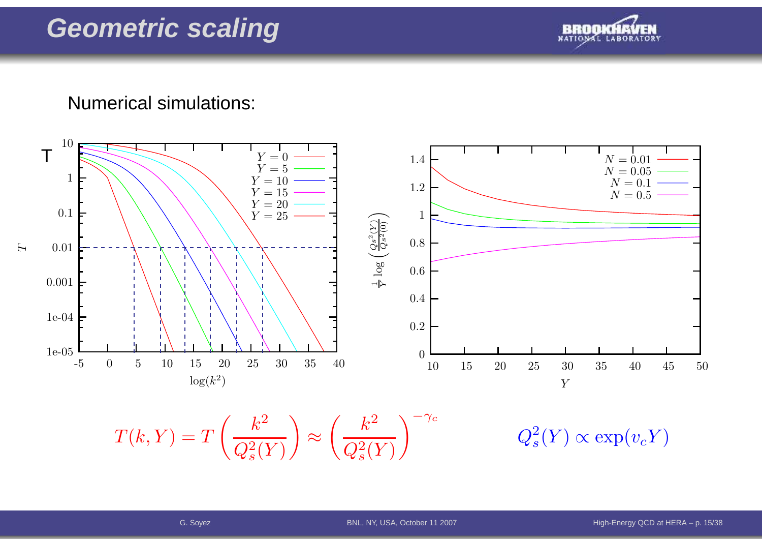# Geometric scaling

Numerical simulations:

$$T(k,Y) = T\left(\frac{k^2}{Q_s^2(Y)}\right) \approx \left(\frac{k^2}{Q_s^2(Y)}\right)^{-\gamma_c}$$

$$Q_s^2(Y) \propto \exp(v_c Y)$$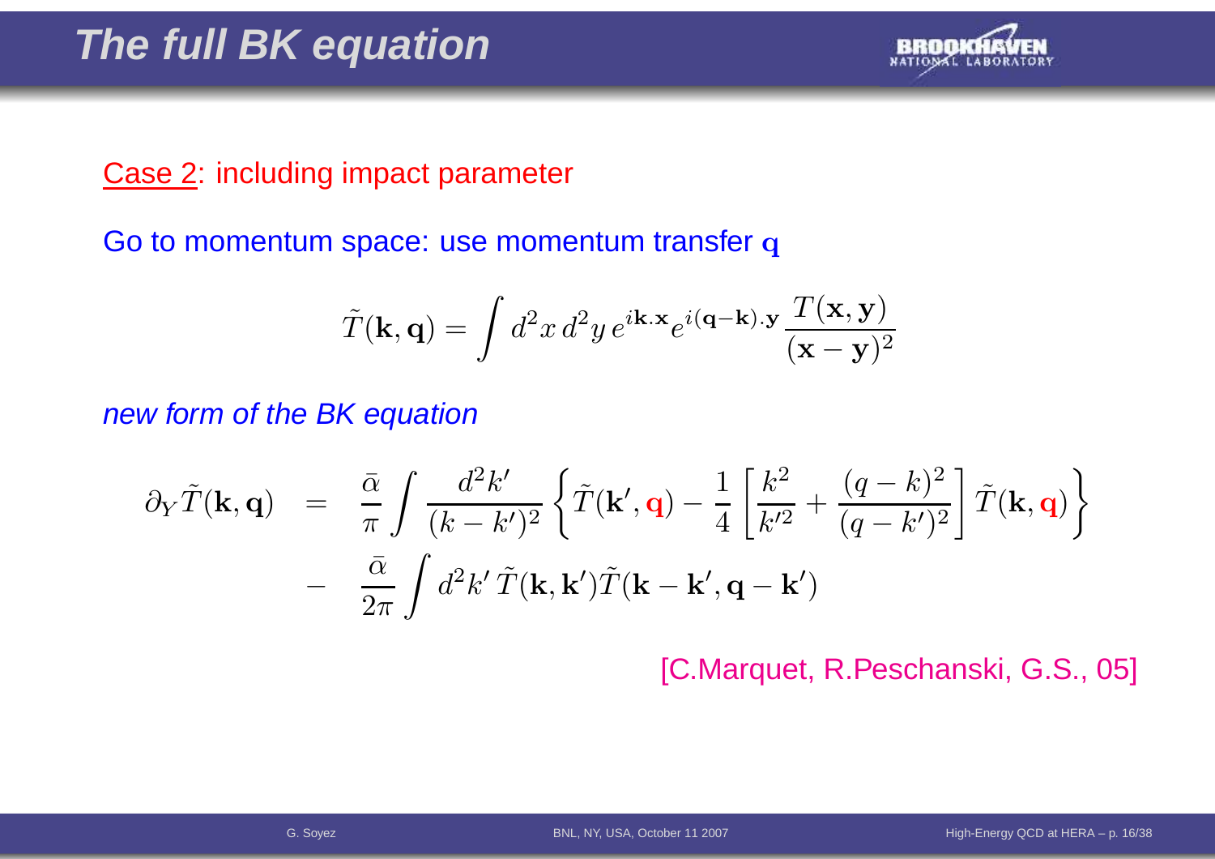# The full BK equation

Case 2: including impact parameter

Go to momentum space: use momentum transfer $\mathbf{q}$

$$\tilde{T}(\mathbf{k},\mathbf{q}) = \int d^2x\, d^2y\, e^{i\mathbf{k}.\mathbf{x}} e^{i(\mathbf{q}-\mathbf{k}).\mathbf{y}} \frac{T(\mathbf{x},\mathbf{y})}{(\mathbf{x}-\mathbf{y})^2}$$

*new form of the BK equation*

$$\begin{aligned}
\partial_Y \tilde{T}(\mathbf{k},\mathbf{q}) &= \frac{\bar{\alpha}}{\pi} \int \frac{d^2k'}{(k-k')^2} \left\{ \tilde{T}(\mathbf{k}',\mathbf{q}) - \frac{1}{4}\left[\frac{k^2}{k'^2} + \frac{(q-k)^2}{(q-k')^2}\right] \tilde{T}(\mathbf{k},\mathbf{q}) \right\} \\
&- \frac{\bar{\alpha}}{2\pi} \int d^2k'\, \tilde{T}(\mathbf{k},\mathbf{k}') \tilde{T}(\mathbf{k}-\mathbf{k}',\mathbf{q}-\mathbf{k}')
\end{aligned}$$

[C.Marquet, R.Peschanski, G.S., 05]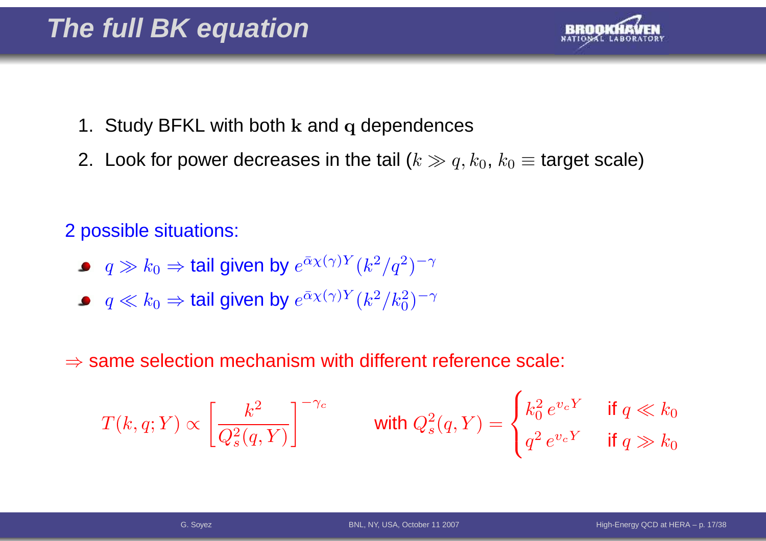# The full BK equation

1. Study BFKL with both $\mathbf{k}$ and $\mathbf{q}$ dependences
2. Look for power decreases in the tail ($k \gg q, k_0$, $k_0 \equiv$ target scale)

2 possible situations:

- $q \gg k_0 \Rightarrow$ tail given by $e^{\bar{\alpha}\chi(\gamma)Y}(k^2/q^2)^{-\gamma}$
- $q \ll k_0 \Rightarrow$ tail given by $e^{\bar{\alpha}\chi(\gamma)Y}(k^2/k_0^2)^{-\gamma}$

$\Rightarrow$ same selection mechanism with different reference scale:

$$T(k, q; Y) \propto \left[\frac{k^2}{Q_s^2(q, Y)}\right]^{-\gamma_c} \qquad \text{with } Q_s^2(q, Y) = \begin{cases} k_0^2\, e^{v_c Y} & \text{if } q \ll k_0 \\ q^2\, e^{v_c Y} & \text{if } q \gg k_0 \end{cases}$$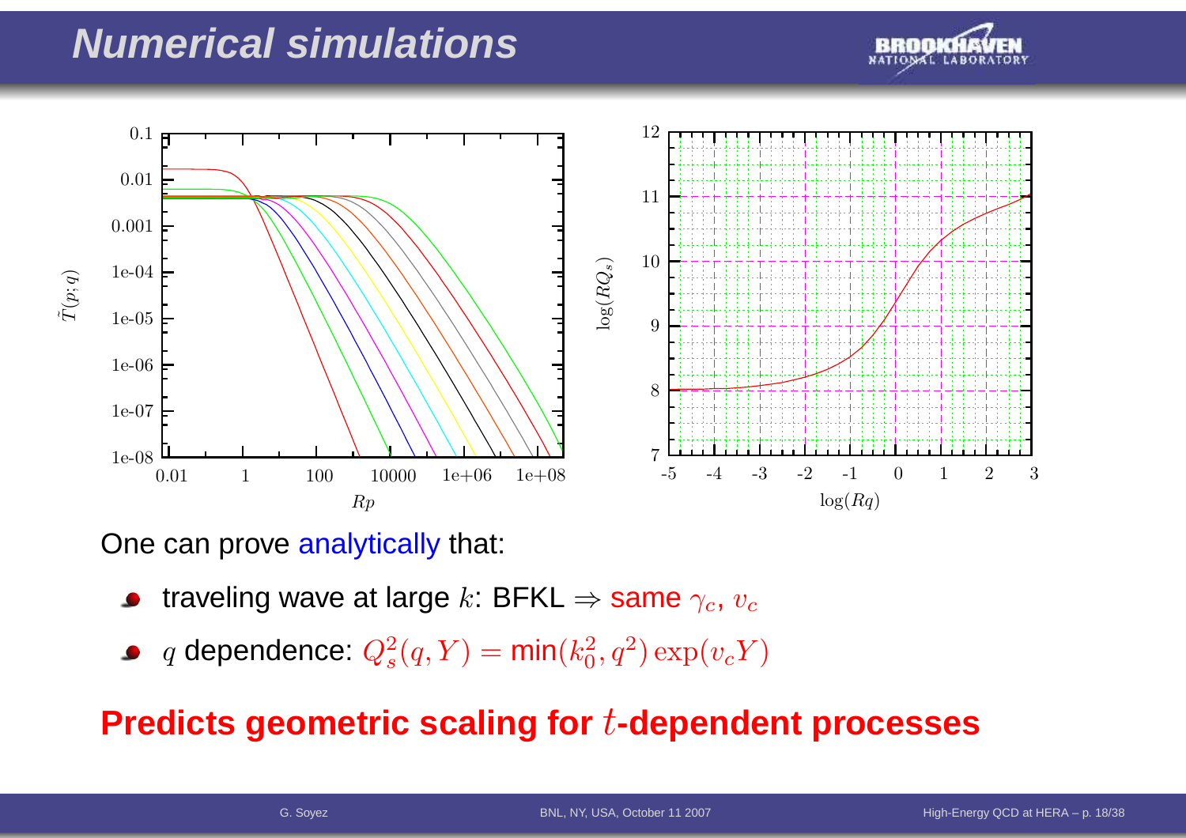# Numerical simulations

One can prove analytically that:

- traveling wave at large $k$: BFKL $\Rightarrow$ same $\gamma_c$, $v_c$
- $q$ dependence: $Q_s^2(q, Y) = \min(k_0^2, q^2) \exp(v_c Y)$

**Predicts geometric scaling for $t$-dependent processes**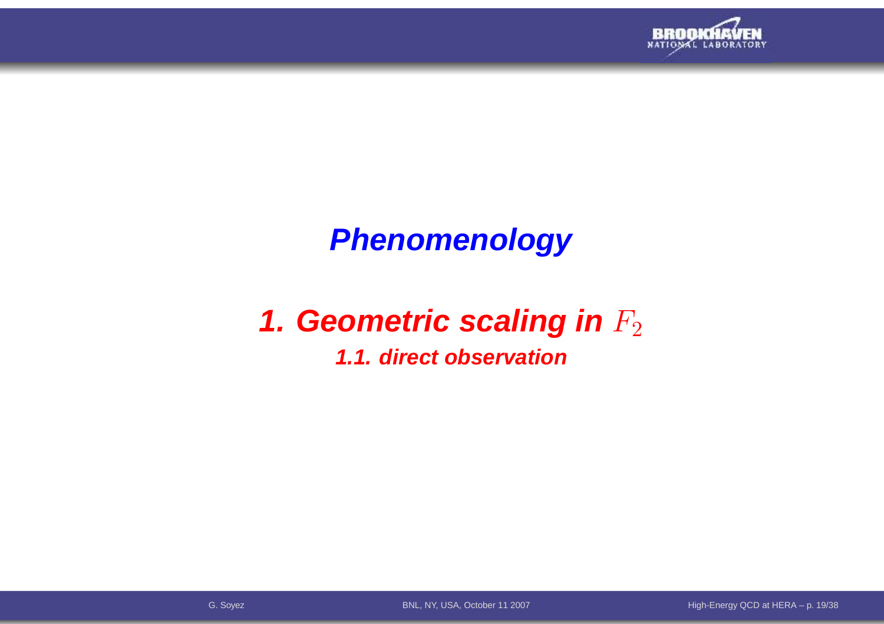# Phenomenology

## 1. Geometric scaling in $F_2$

### 1.1. direct observation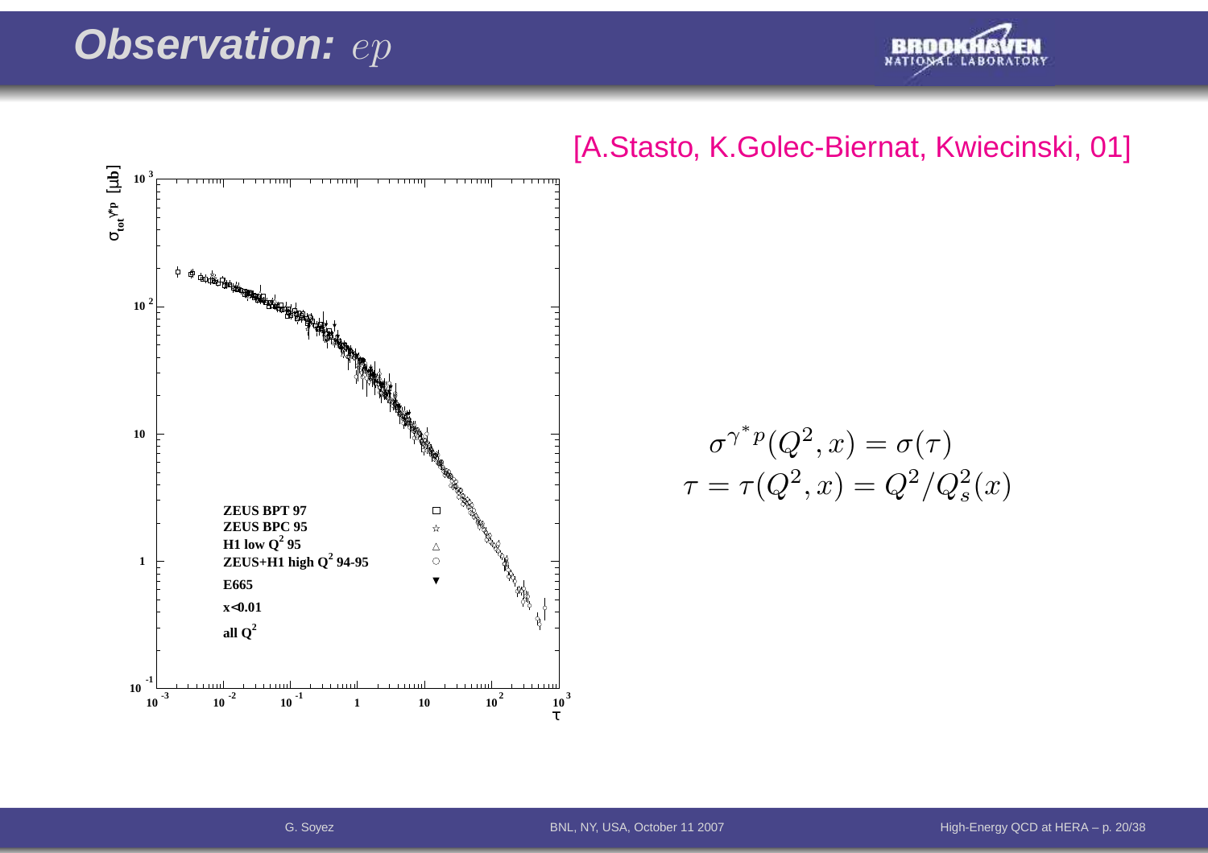# **Observation:** *ep*

[A.Stasto, K.Golec-Biernat, Kwiecinski, 01]

$$\sigma^{\gamma^* p}(Q^2, x) = \sigma(\tau)$$
$$\tau = \tau(Q^2, x) = Q^2/Q_s^2(x)$$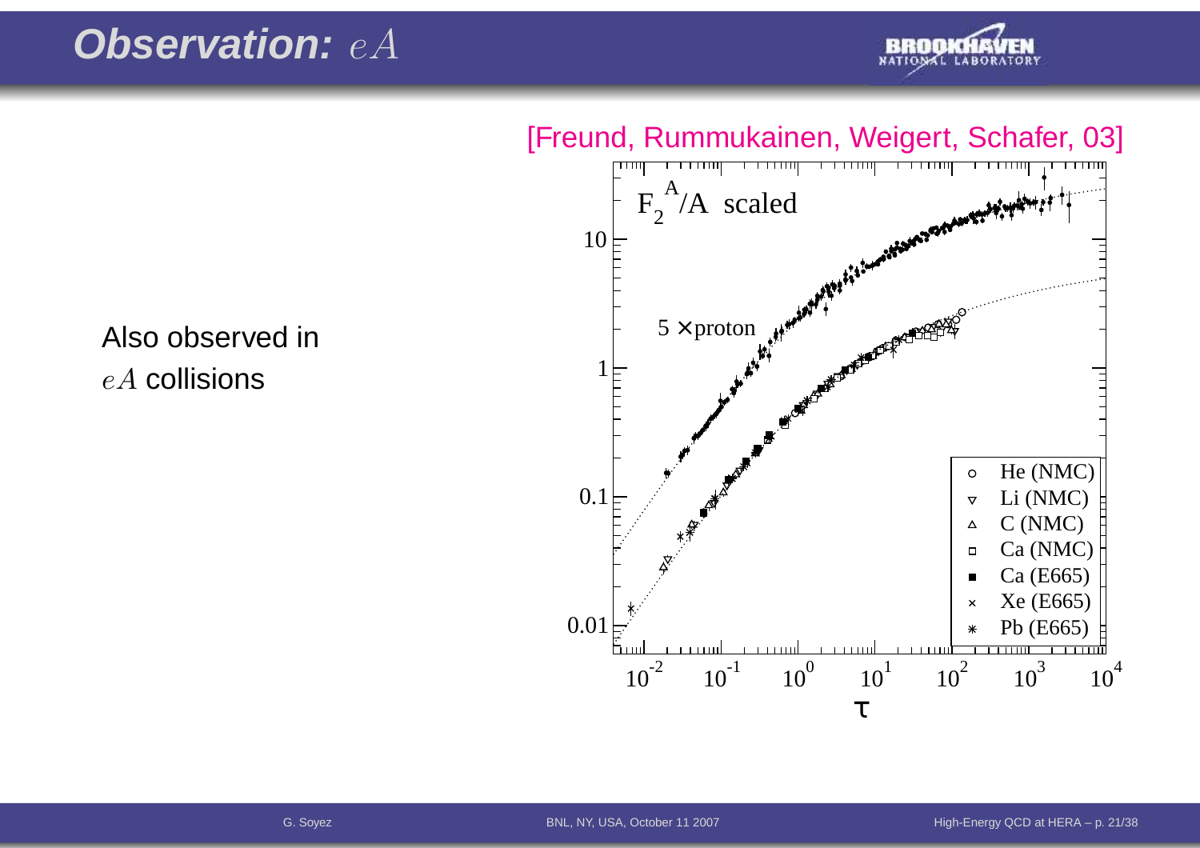# **Observation:** $eA$

Also observed in $eA$ collisions

[Freund, Rummukainen, Weigert, Schafer, 03]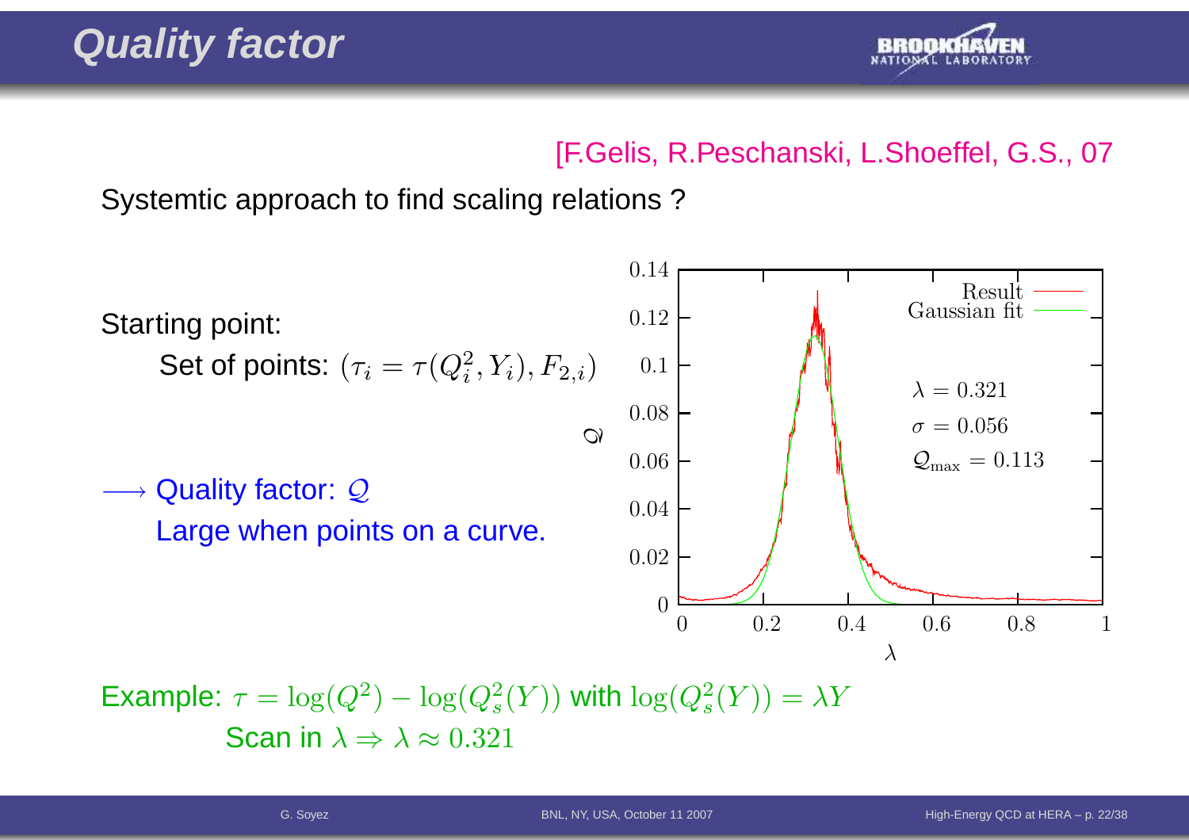# Quality factor

[F.Gelis, R.Peschanski, L.Shoeffel, G.S., 07

Systemtic approach to find scaling relations ?

Starting point:

Set of points: $(\tau_i = \tau(Q_i^2, Y_i), F_{2,i})$

$\longrightarrow$ Quality factor: $\mathcal{Q}$

Large when points on a curve.

Result

Gaussian fit

$\lambda = 0.321$

$\sigma = 0.056$

$\mathcal{Q}_{\max} = 0.113$

Example: $\tau = \log(Q^2) - \log(Q_s^2(Y))$ with $\log(Q_s^2(Y)) = \lambda Y$

Scan in $\lambda \Rightarrow \lambda \approx 0.321$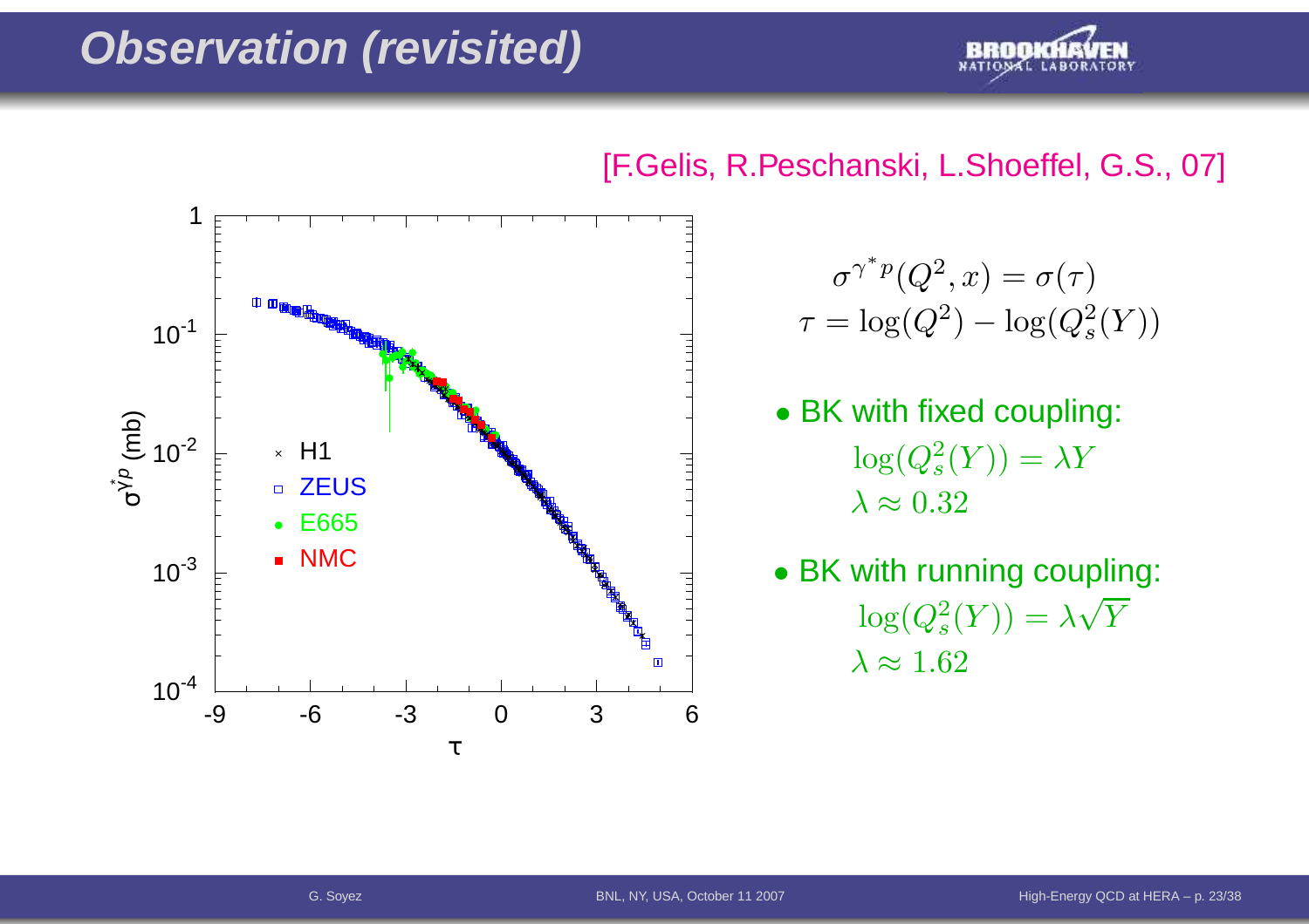# Observation (revisited)

[F.Gelis, R.Peschanski, L.Shoeffel, G.S., 07]

$$\sigma^{\gamma^* p}(Q^2, x) = \sigma(\tau)$$
$$\tau = \log(Q^2) - \log(Q_s^2(Y))$$

- BK with fixed coupling:
  $$\log(Q_s^2(Y)) = \lambda Y$$
  $$\lambda \approx 0.32$$
- BK with running coupling:
  $$\log(Q_s^2(Y)) = \lambda\sqrt{Y}$$
  $$\lambda \approx 1.62$$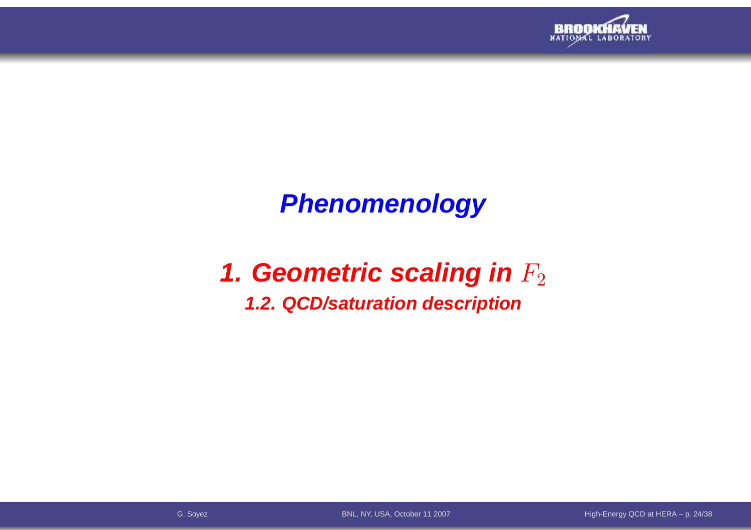# Phenomenology

## 1. Geometric scaling in $F_2$

### 1.2. QCD/saturation description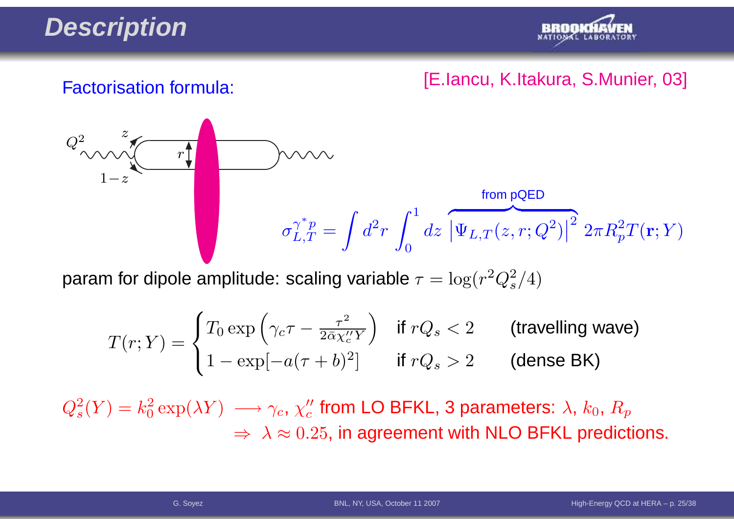# Description

Factorisation formula: [E.Iancu, K.Itakura, S.Munier, 03]

$$\sigma_{L,T}^{\gamma^* p} = \int d^2r \int_0^1 dz \, \overbrace{\left|\Psi_{L,T}(z,r;Q^2)\right|^2}^{\text{from pQED}} \, 2\pi R_p^2 T(\mathbf{r};Y)$$

param for dipole amplitude: scaling variable $\tau = \log(r^2 Q_s^2/4)$

$$T(r;Y) = \begin{cases} T_0 \exp\left(\gamma_c \tau - \frac{\tau^2}{2\bar{\alpha}\chi_c'' Y}\right) & \text{if } rQ_s < 2 \quad \text{(travelling wave)} \\ 1 - \exp[-a(\tau+b)^2] & \text{if } rQ_s > 2 \quad \text{(dense BK)} \end{cases}$$

$Q_s^2(Y) = k_0^2 \exp(\lambda Y) \longrightarrow \gamma_c$, $\chi_c''$ from LO BFKL, 3 parameters: $\lambda$, $k_0$, $R_p$

$\Rightarrow \lambda \approx 0.25$, in agreement with NLO BFKL predictions.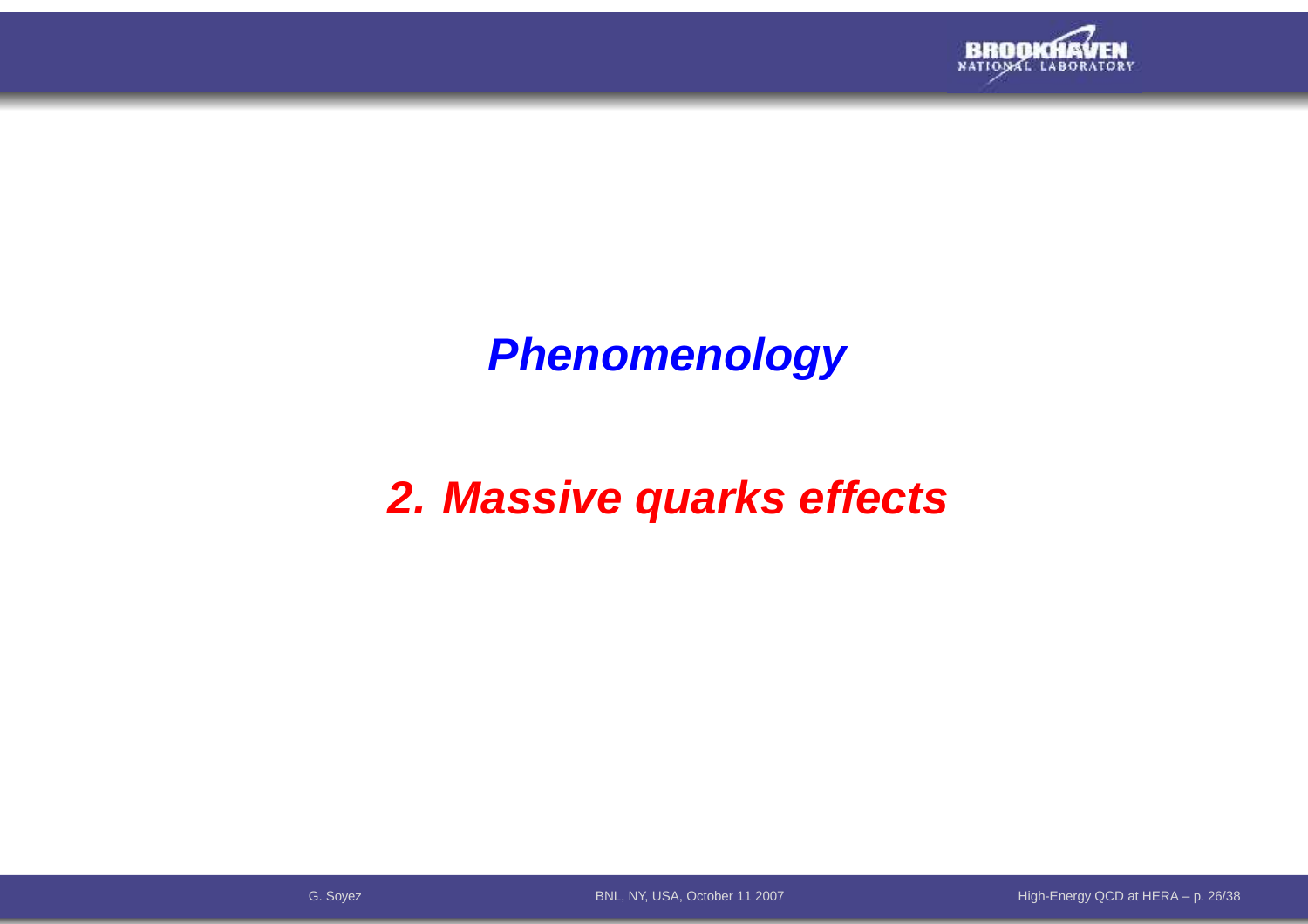# *Phenomenology*

## *2. Massive quarks effects*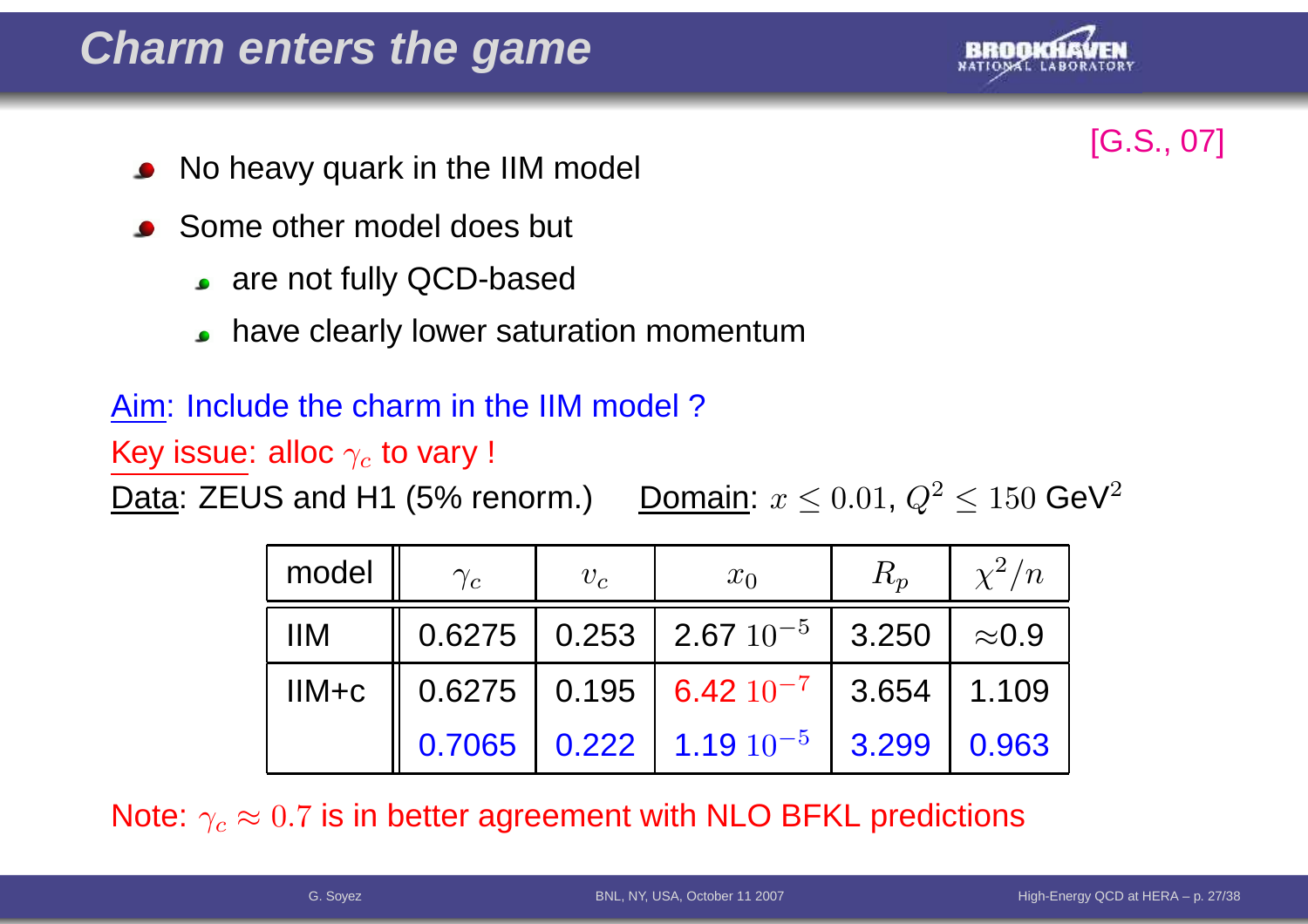# Charm enters the game

[G.S., 07]

- No heavy quark in the IIM model
- Some other model does but
  - are not fully QCD-based
  - have clearly lower saturation momentum

Aim: Include the charm in the IIM model ?

Key issue: alloc $\gamma_c$ to vary !

Data: ZEUS and H1 (5% renorm.)  Domain: $x \leq 0.01$, $Q^2 \leq 150$ GeV$^2$

| model | $\gamma_c$ | $v_c$ | $x_0$ | $R_p$ | $\chi^2/n$ |
|---|---|---|---|---|---|
| IIM | 0.6275 | 0.253 | $2.67\ 10^{-5}$ | 3.250 | $\approx$0.9 |
| IIM+c | 0.6275 | 0.195 | $6.42\ 10^{-7}$ | 3.654 | 1.109 |
| | 0.7065 | 0.222 | $1.19\ 10^{-5}$ | 3.299 | 0.963 |

Note: $\gamma_c \approx 0.7$ is in better agreement with NLO BFKL predictions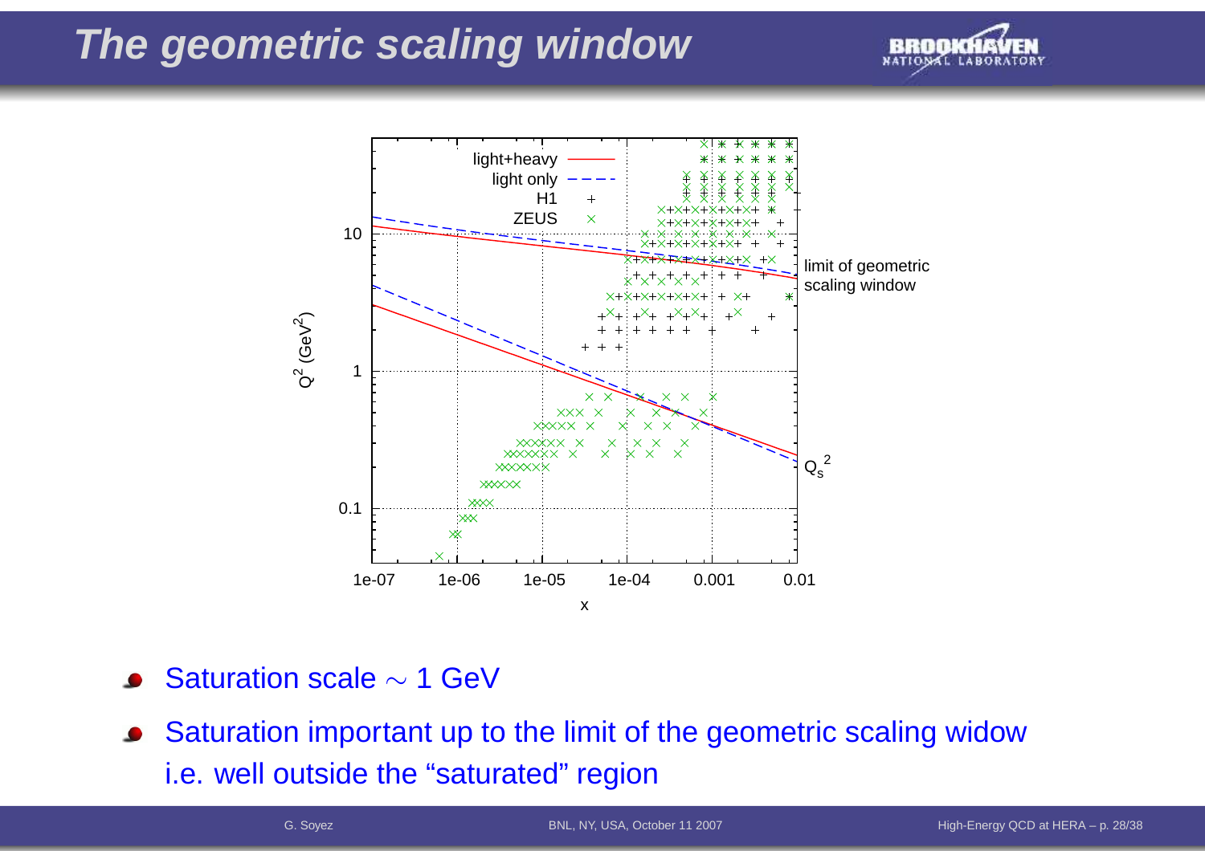# The geometric scaling window

- Saturation scale $\sim$ 1 GeV
- Saturation important up to the limit of the geometric scaling widow
  i.e. well outside the "saturated" region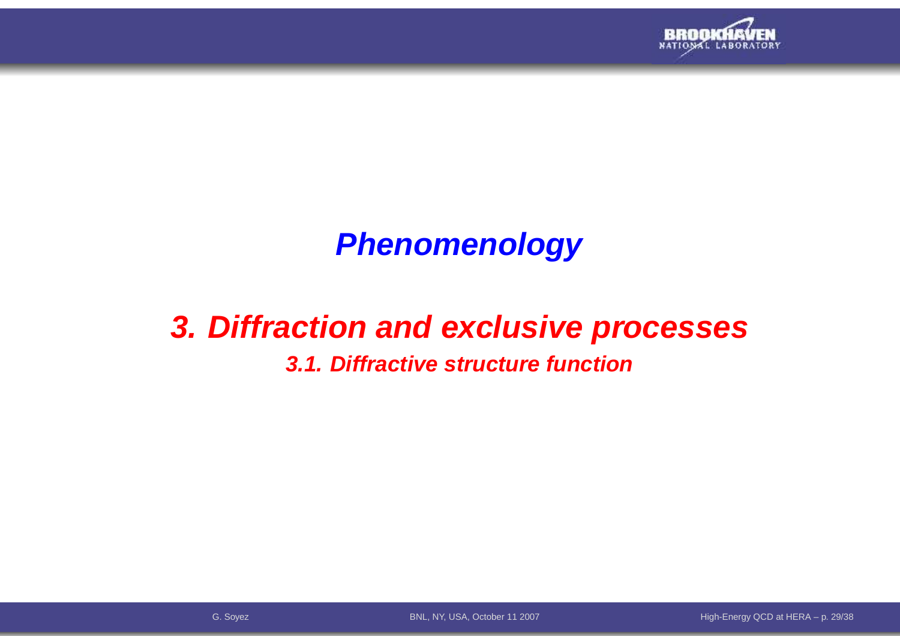# Phenomenology

## 3. Diffraction and exclusive processes

### 3.1. Diffractive structure function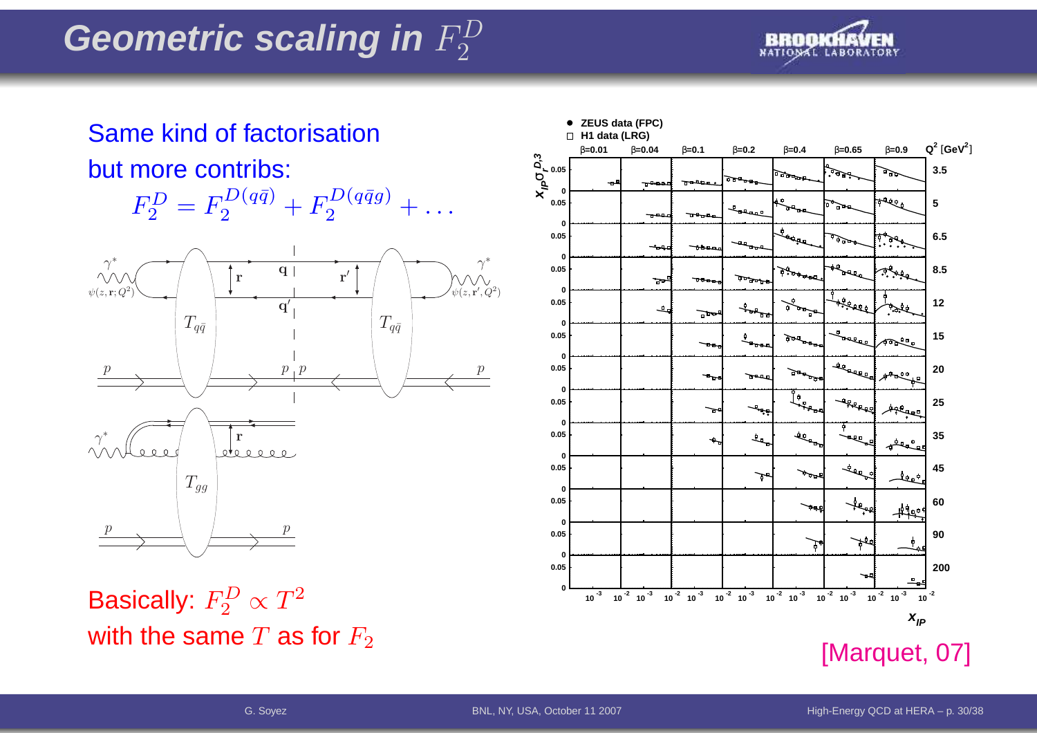# Geometric scaling in $F_2^D$

Same kind of factorisation

but more contribs:

$$F_2^D = F_2^{D(q\bar{q})} + F_2^{D(q\bar{q}g)} + \dots$$

Basically: $F_2^D \propto T^2$

with the same $T$ as for $F_2$

[Marquet, 07]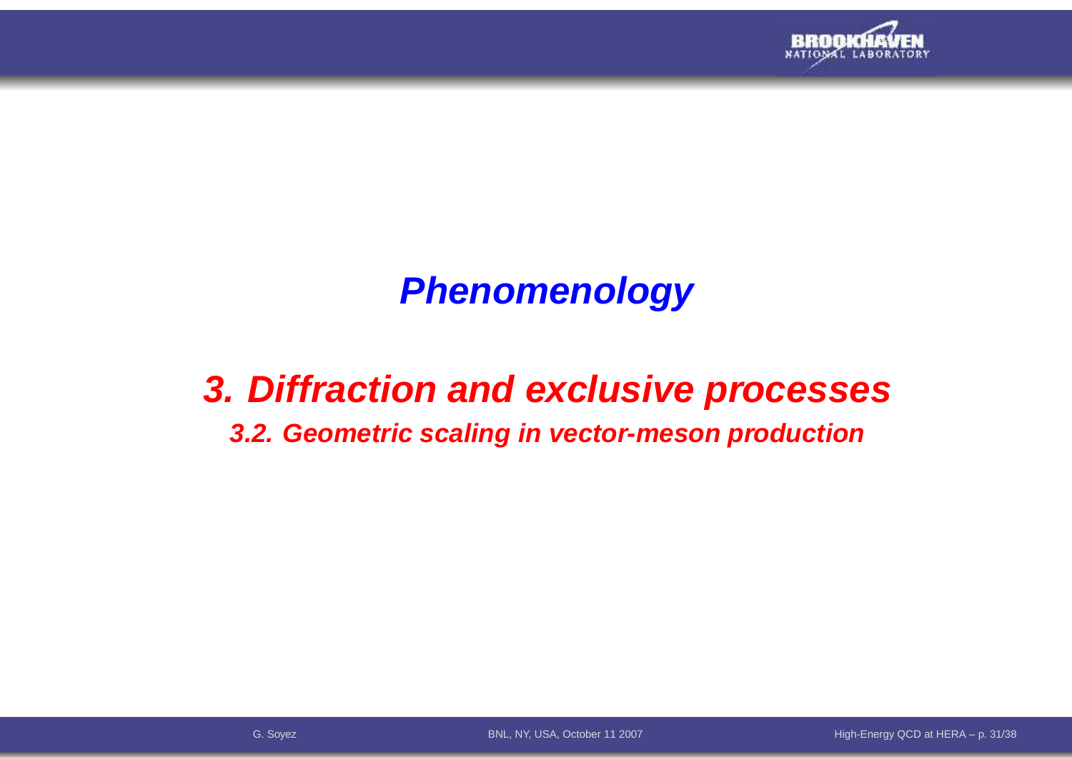# ***Phenomenology***

## ***3. Diffraction and exclusive processes***

### ***3.2. Geometric scaling in vector-meson production***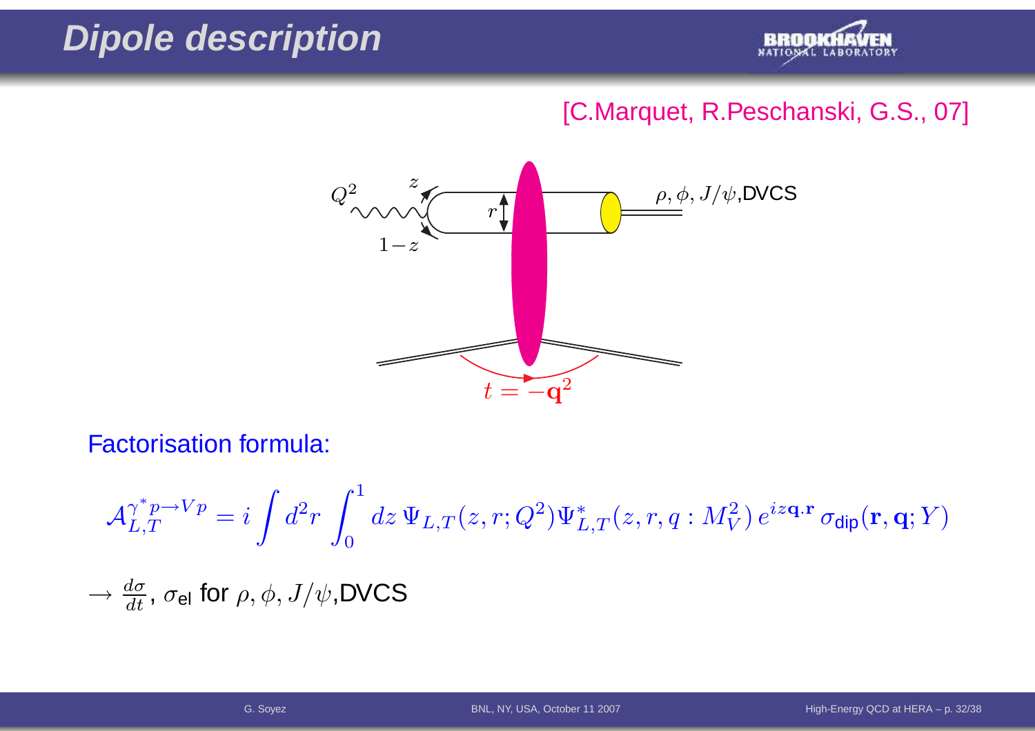# Dipole description

[C.Marquet, R.Peschanski, G.S., 07]

Factorisation formula:

$$\mathcal{A}_{L,T}^{\gamma^* p \to Vp} = i \int d^2r \int_0^1 dz \, \Psi_{L,T}(z, r; Q^2) \Psi^*_{L,T}(z, r, q : M_V^2) \, e^{iz\mathbf{q}\cdot\mathbf{r}} \, \sigma_{\text{dip}}(\mathbf{r}, \mathbf{q}; Y)$$

$\rightarrow \frac{d\sigma}{dt}$, $\sigma_{\text{el}}$ for $\rho, \phi, J/\psi$,DVCS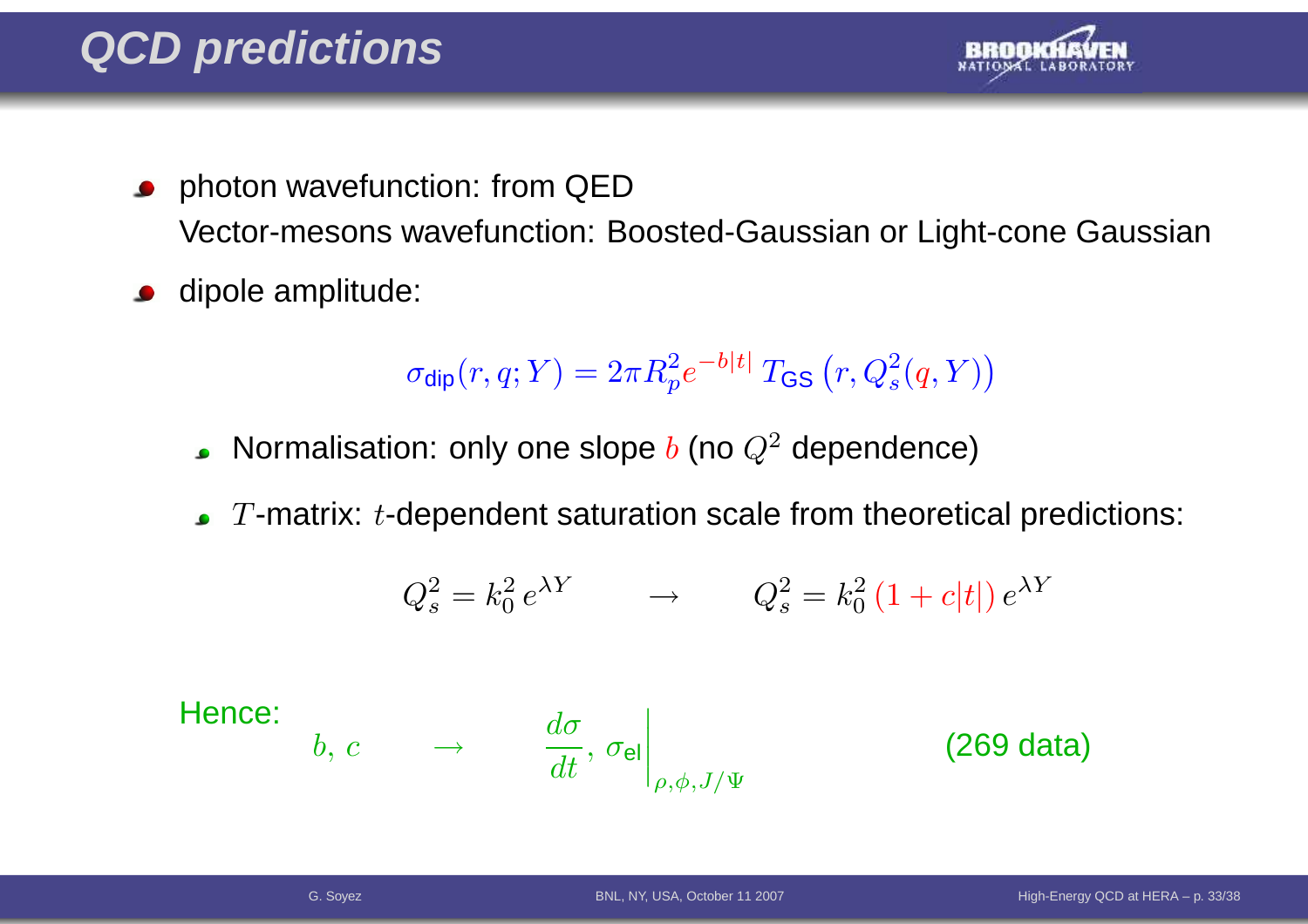# QCD predictions

- photon wavefunction: from QED
  Vector-mesons wavefunction: Boosted-Gaussian or Light-cone Gaussian
- dipole amplitude:

$$\sigma_{\text{dip}}(r, q; Y) = 2\pi R_p^2 e^{-b|t|}\, T_{\text{GS}}\left(r, Q_s^2(q, Y)\right)$$

  - Normalisation: only one slope $b$ (no $Q^2$ dependence)
  - $T$-matrix: $t$-dependent saturation scale from theoretical predictions:

$$Q_s^2 = k_0^2\, e^{\lambda Y} \qquad \rightarrow \qquad Q_s^2 = k_0^2\, (1 + c|t|)\, e^{\lambda Y}$$

Hence:

$$b,\ c \qquad \rightarrow \qquad \left.\frac{d\sigma}{dt},\ \sigma_{\text{el}}\right|_{\rho,\phi,J/\Psi} \qquad \text{(269 data)}$$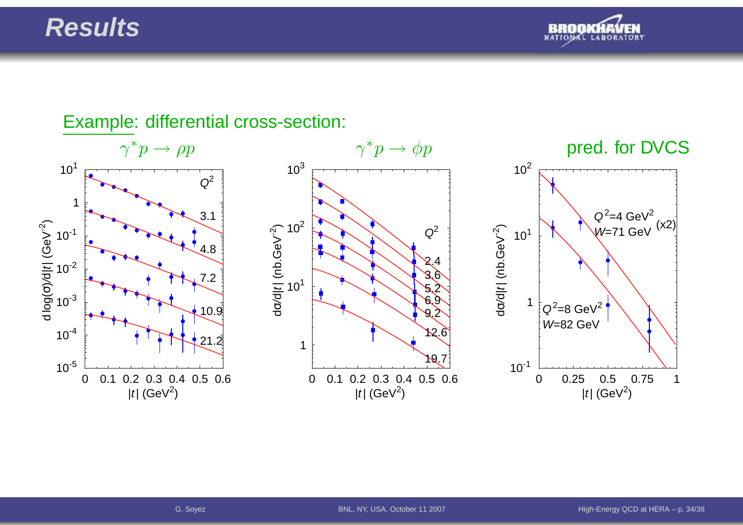# Results

Example: differential cross-section:

$\gamma^* p \to \rho p$ $\gamma^* p \to \phi p$ pred. for DVCS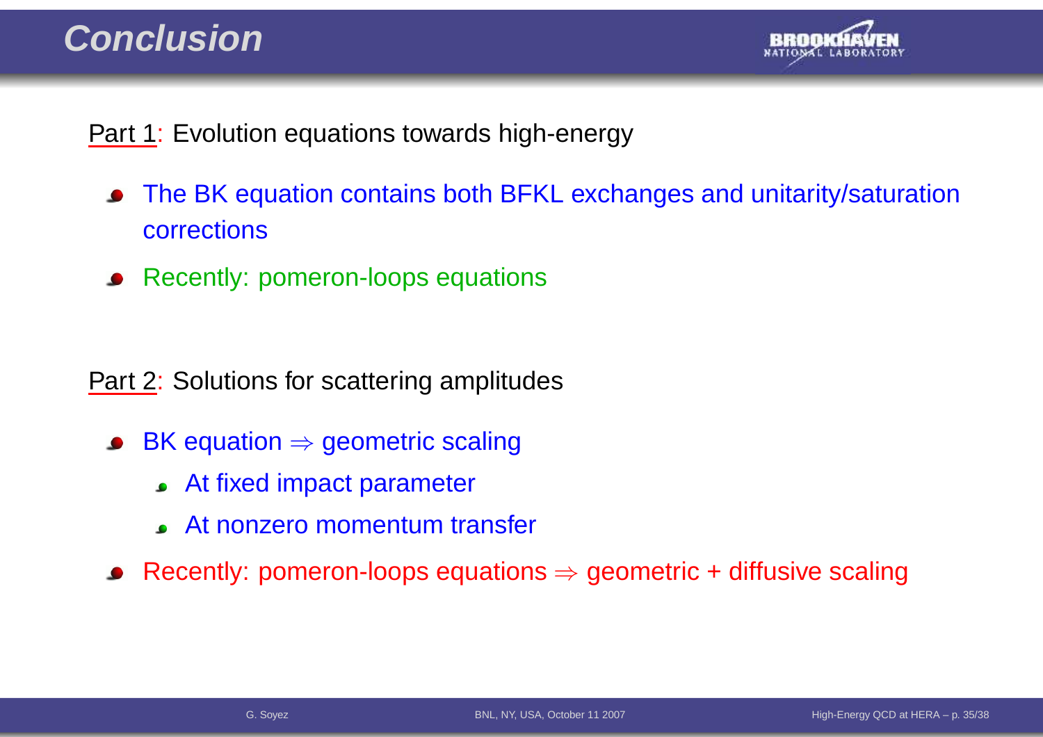# Conclusion

Part 1: Evolution equations towards high-energy

- The BK equation contains both BFKL exchanges and unitarity/saturation corrections
- Recently: pomeron-loops equations

Part 2: Solutions for scattering amplitudes

- BK equation $\Rightarrow$ geometric scaling
  - At fixed impact parameter
  - At nonzero momentum transfer
- Recently: pomeron-loops equations $\Rightarrow$ geometric + diffusive scaling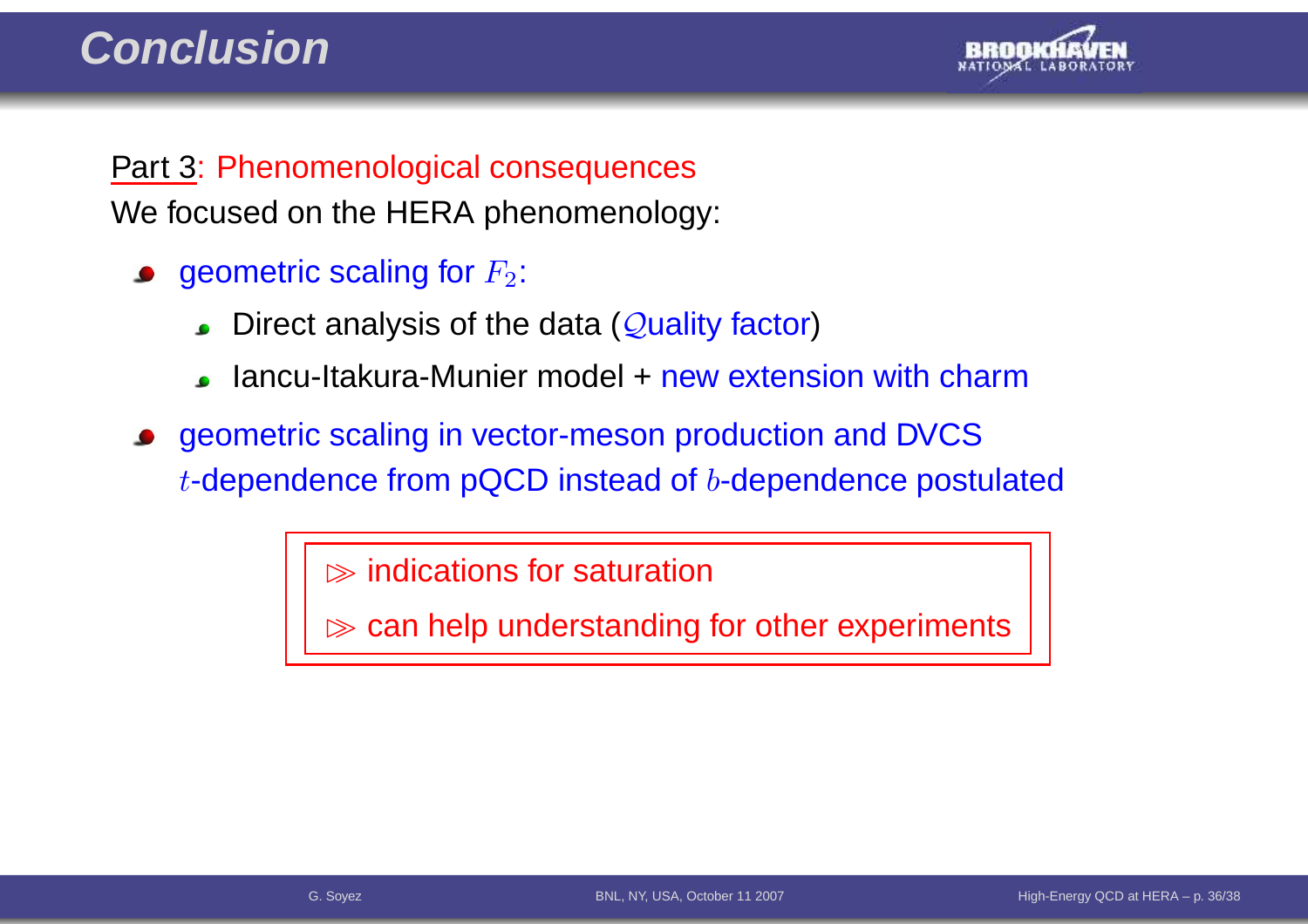# Conclusion

Part 3: Phenomenological consequences

We focused on the HERA phenomenology:

- geometric scaling for $F_2$:
  - Direct analysis of the data ($\mathcal{Q}$uality factor)
  - Iancu-Itakura-Munier model + new extension with charm
- geometric scaling in vector-meson production and DVCS
  $t$-dependence from pQCD instead of $b$-dependence postulated

> $\gg$ indications for saturation
>
> $\gg$ can help understanding for other experiments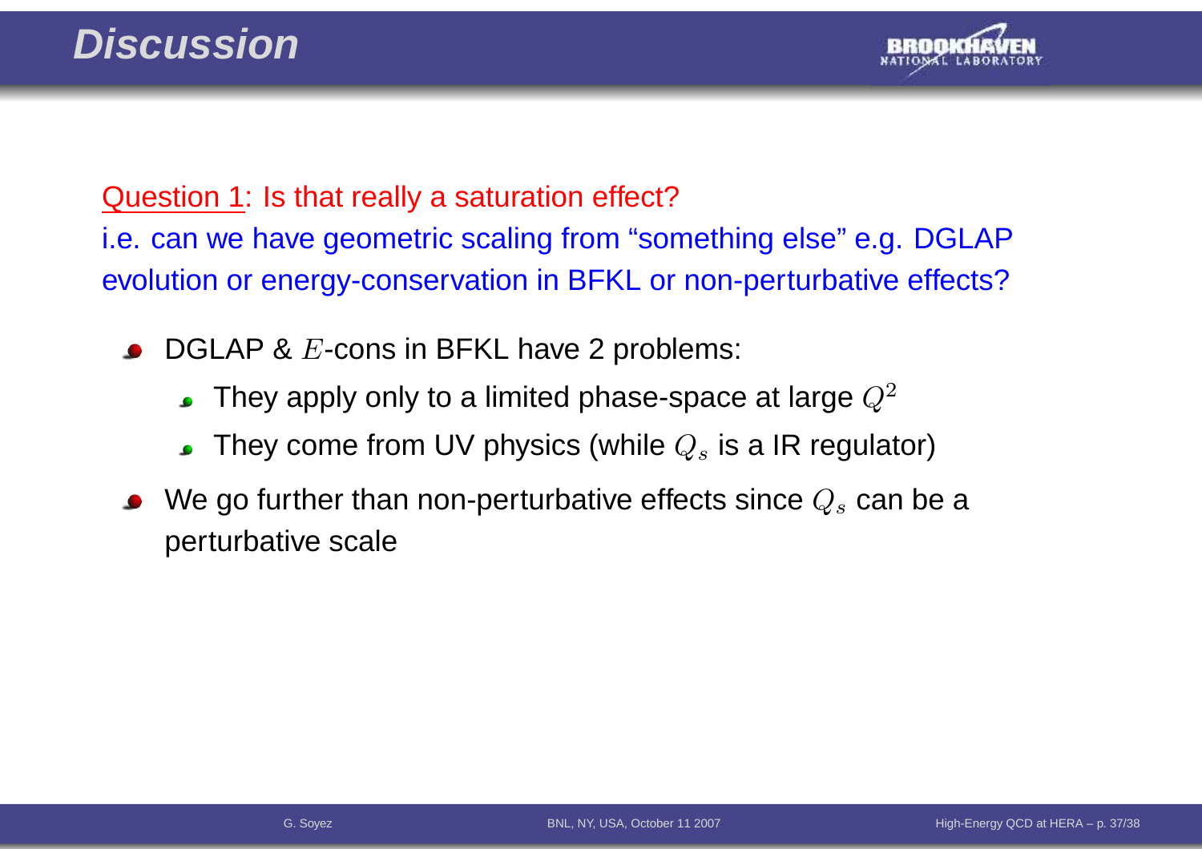# Discussion

Question 1: Is that really a saturation effect?

i.e. can we have geometric scaling from "something else" e.g. DGLAP evolution or energy-conservation in BFKL or non-perturbative effects?

- DGLAP & $E$-cons in BFKL have 2 problems:
  - They apply only to a limited phase-space at large $Q^2$
  - They come from UV physics (while $Q_s$ is a IR regulator)
- We go further than non-perturbative effects since $Q_s$ can be a perturbative scale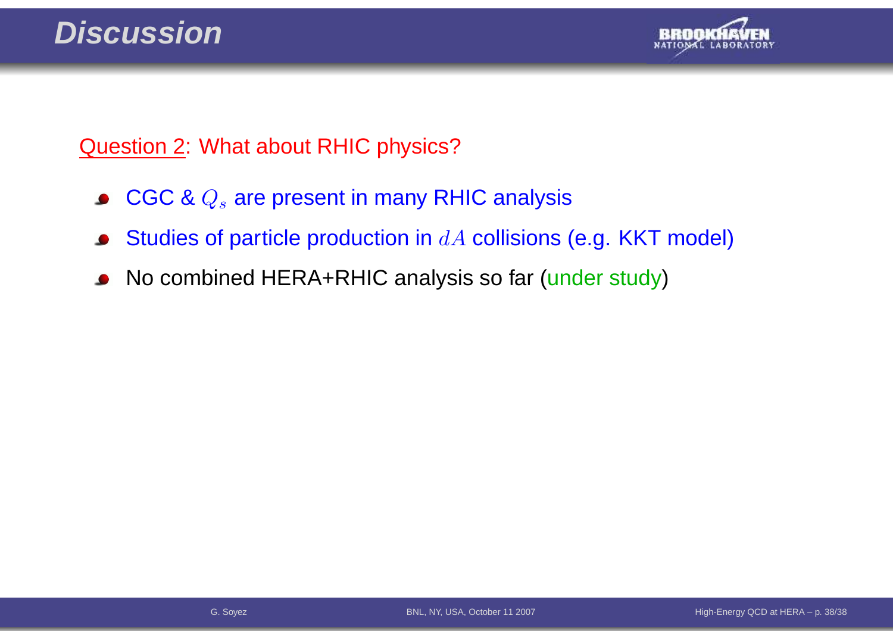# Discussion

Question 2: What about RHIC physics?

- CGC & $Q_s$ are present in many RHIC analysis
- Studies of particle production in $dA$ collisions (e.g. KKT model)
- No combined HERA+RHIC analysis so far (under study)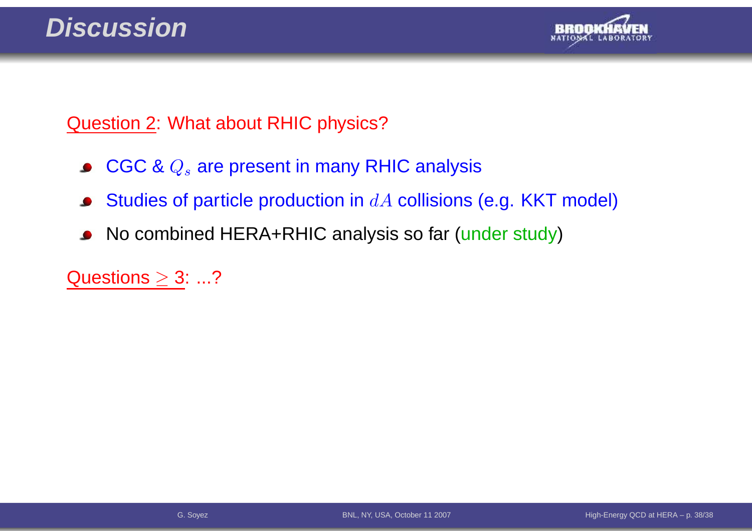# Discussion

Question 2: What about RHIC physics?

- CGC & $Q_s$ are present in many RHIC analysis
- Studies of particle production in $dA$ collisions (e.g. KKT model)
- No combined HERA+RHIC analysis so far (under study)

Questions $\geq$ 3: ...?